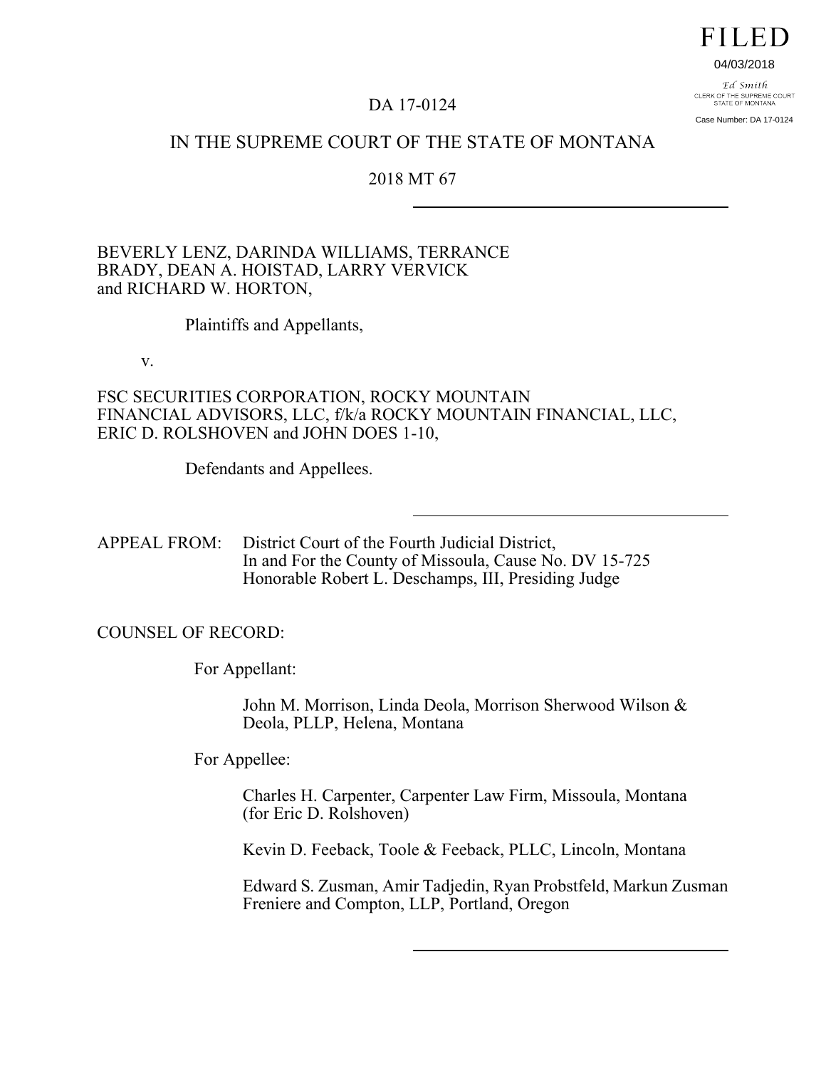FILED

04/03/2018

Ed Smith
CLERK OF THE SUPREME COURT
STATE OF MONTANA

Case Number: DA 17-0124

DA 17-0124

IN THE SUPREME COURT OF THE STATE OF MONTANA

2018 MT 67

---

BEVERLY LENZ, DARINDA WILLIAMS, TERRANCE BRADY, DEAN A. HOISTAD, LARRY VERVICK and RICHARD W. HORTON,

Plaintiffs and Appellants,

v.

FSC SECURITIES CORPORATION, ROCKY MOUNTAIN FINANCIAL ADVISORS, LLC, f/k/a ROCKY MOUNTAIN FINANCIAL, LLC, ERIC D. ROLSHOVEN and JOHN DOES 1-10,

Defendants and Appellees.

---

APPEAL FROM: District Court of the Fourth Judicial District, In and For the County of Missoula, Cause No. DV 15-725 Honorable Robert L. Deschamps, III, Presiding Judge

COUNSEL OF RECORD:

For Appellant:

John M. Morrison, Linda Deola, Morrison Sherwood Wilson & Deola, PLLP, Helena, Montana

For Appellee:

Charles H. Carpenter, Carpenter Law Firm, Missoula, Montana (for Eric D. Rolshoven)

Kevin D. Feeback, Toole & Feeback, PLLC, Lincoln, Montana

Edward S. Zusman, Amir Tadjedin, Ryan Probstfeld, Markun Zusman Freniere and Compton, LLP, Portland, Oregon

---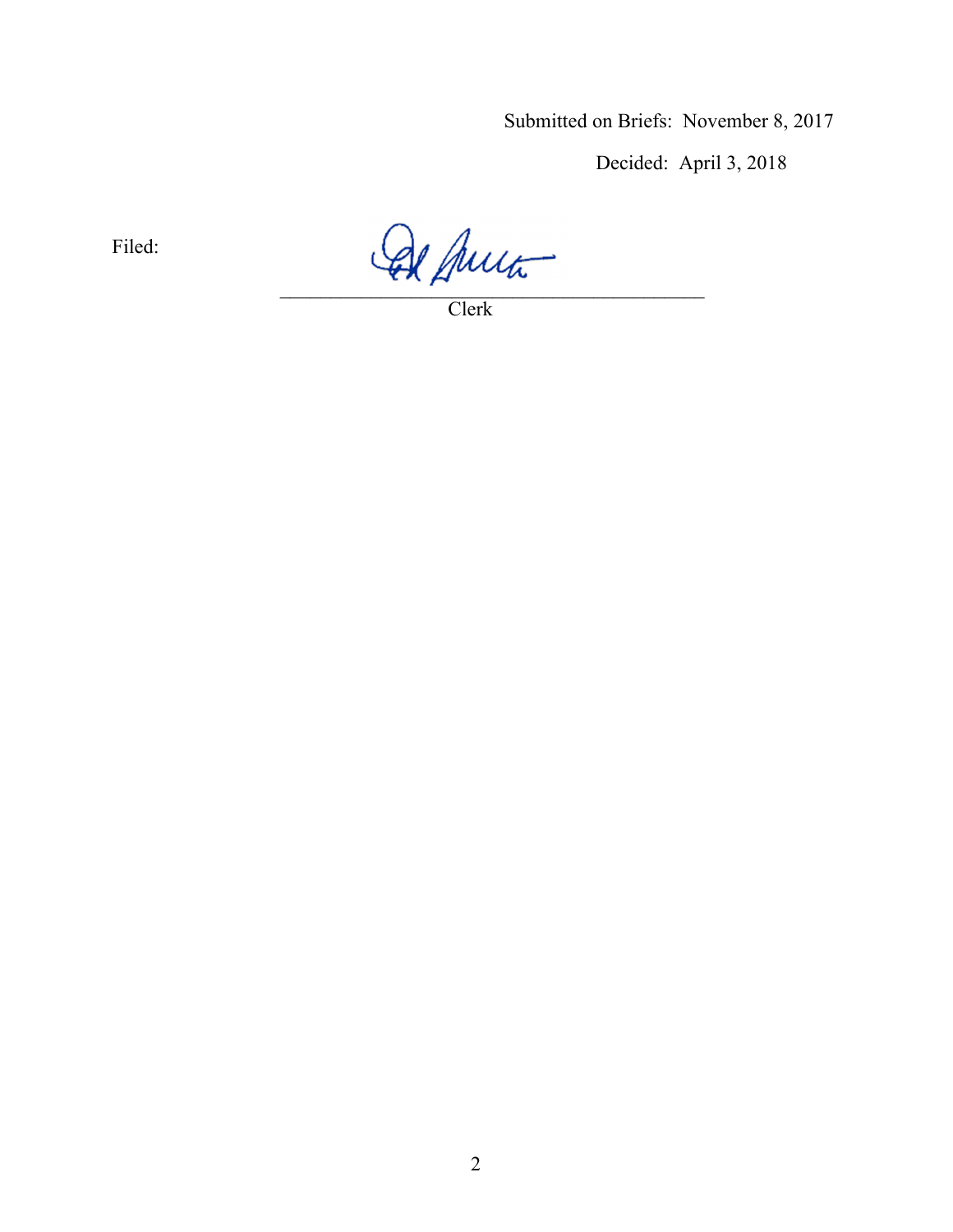Submitted on Briefs: November 8, 2017

Decided: April 3, 2018

Filed: \_\_\_\_\_\_\_\_\_\_\_\_\_\_\_\_\_\_\_\_\_\_\_\_\_\_\_\_\_\_\_\_\_\_\_\_\_\_\_\_

Clerk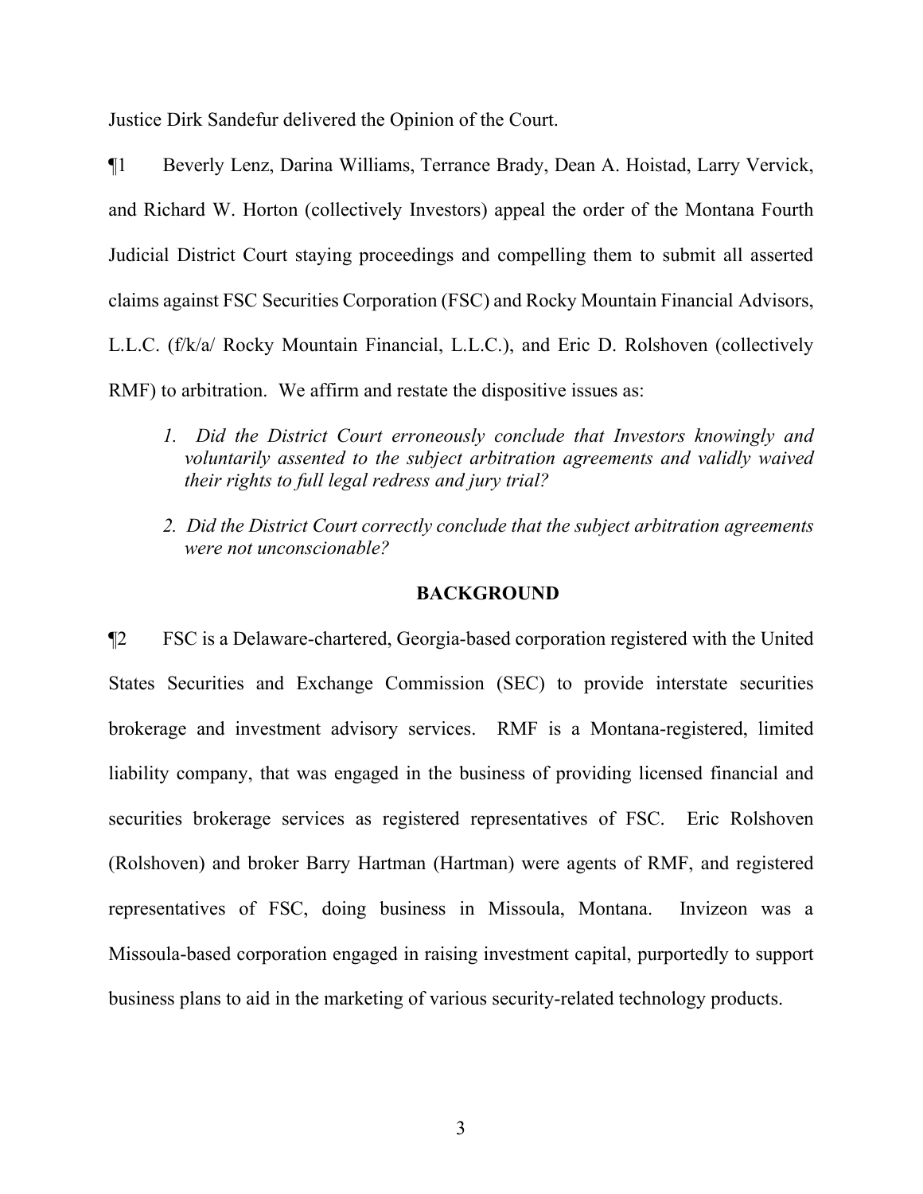Justice Dirk Sandefur delivered the Opinion of the Court.

¶1 Beverly Lenz, Darina Williams, Terrance Brady, Dean A. Hoistad, Larry Vervick, and Richard W. Horton (collectively Investors) appeal the order of the Montana Fourth Judicial District Court staying proceedings and compelling them to submit all asserted claims against FSC Securities Corporation (FSC) and Rocky Mountain Financial Advisors, L.L.C. (f/k/a/ Rocky Mountain Financial, L.L.C.), and Eric D. Rolshoven (collectively RMF) to arbitration. We affirm and restate the dispositive issues as:

1. *Did the District Court erroneously conclude that Investors knowingly and voluntarily assented to the subject arbitration agreements and validly waived their rights to full legal redress and jury trial?*

2. *Did the District Court correctly conclude that the subject arbitration agreements were not unconscionable?*

## BACKGROUND

¶2 FSC is a Delaware-chartered, Georgia-based corporation registered with the United States Securities and Exchange Commission (SEC) to provide interstate securities brokerage and investment advisory services. RMF is a Montana-registered, limited liability company, that was engaged in the business of providing licensed financial and securities brokerage services as registered representatives of FSC. Eric Rolshoven (Rolshoven) and broker Barry Hartman (Hartman) were agents of RMF, and registered representatives of FSC, doing business in Missoula, Montana. Invizeon was a Missoula-based corporation engaged in raising investment capital, purportedly to support business plans to aid in the marketing of various security-related technology products.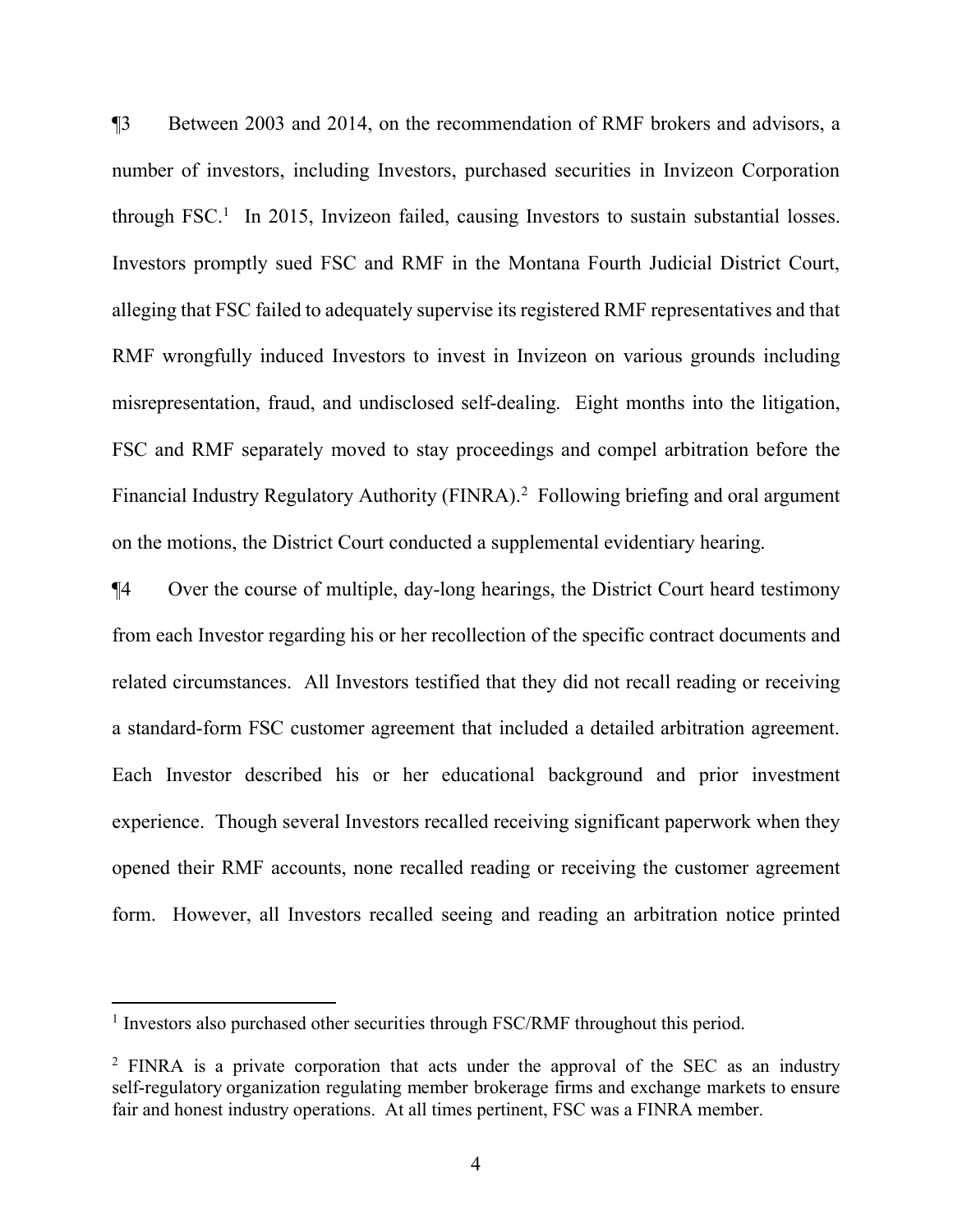¶3 Between 2003 and 2014, on the recommendation of RMF brokers and advisors, a number of investors, including Investors, purchased securities in Invizeon Corporation through FSC.[1] In 2015, Invizeon failed, causing Investors to sustain substantial losses. Investors promptly sued FSC and RMF in the Montana Fourth Judicial District Court, alleging that FSC failed to adequately supervise its registered RMF representatives and that RMF wrongfully induced Investors to invest in Invizeon on various grounds including misrepresentation, fraud, and undisclosed self-dealing. Eight months into the litigation, FSC and RMF separately moved to stay proceedings and compel arbitration before the Financial Industry Regulatory Authority (FINRA).[2] Following briefing and oral argument on the motions, the District Court conducted a supplemental evidentiary hearing.

¶4 Over the course of multiple, day-long hearings, the District Court heard testimony from each Investor regarding his or her recollection of the specific contract documents and related circumstances. All Investors testified that they did not recall reading or receiving a standard-form FSC customer agreement that included a detailed arbitration agreement. Each Investor described his or her educational background and prior investment experience. Though several Investors recalled receiving significant paperwork when they opened their RMF accounts, none recalled reading or receiving the customer agreement form. However, all Investors recalled seeing and reading an arbitration notice printed

---

[1] Investors also purchased other securities through FSC/RMF throughout this period.

[2] FINRA is a private corporation that acts under the approval of the SEC as an industry self-regulatory organization regulating member brokerage firms and exchange markets to ensure fair and honest industry operations. At all times pertinent, FSC was a FINRA member.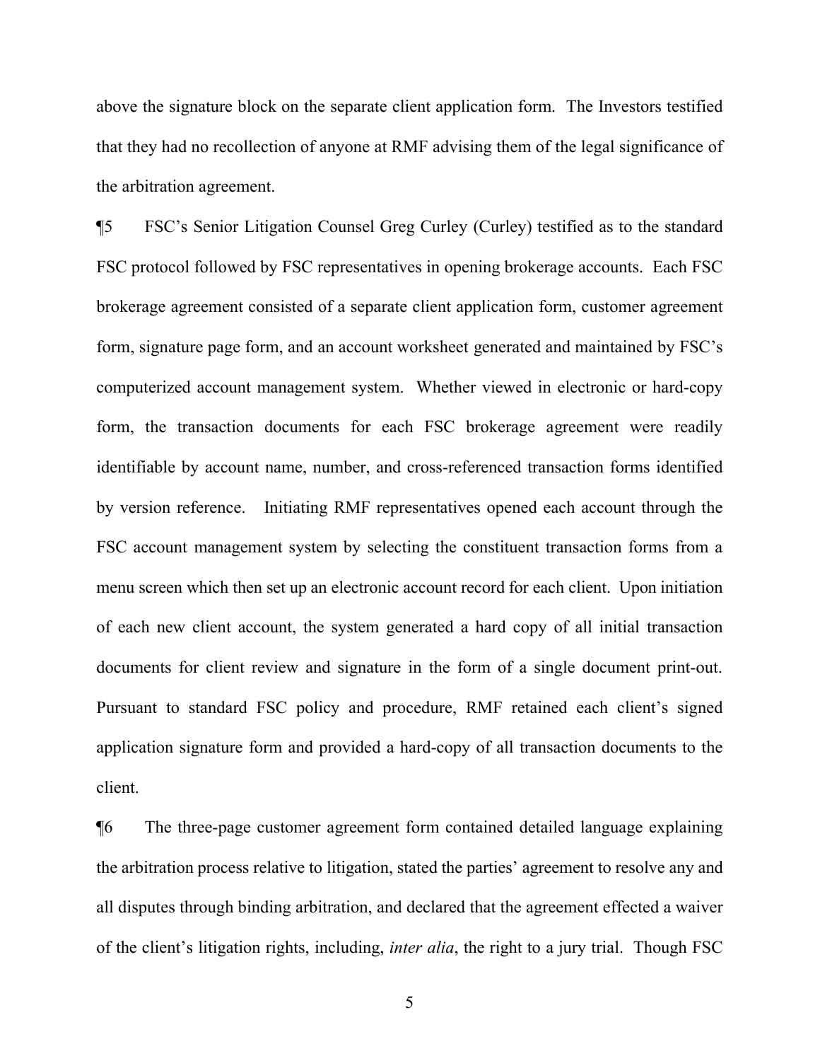above the signature block on the separate client application form. The Investors testified that they had no recollection of anyone at RMF advising them of the legal significance of the arbitration agreement.

¶5 FSC's Senior Litigation Counsel Greg Curley (Curley) testified as to the standard FSC protocol followed by FSC representatives in opening brokerage accounts. Each FSC brokerage agreement consisted of a separate client application form, customer agreement form, signature page form, and an account worksheet generated and maintained by FSC's computerized account management system. Whether viewed in electronic or hard-copy form, the transaction documents for each FSC brokerage agreement were readily identifiable by account name, number, and cross-referenced transaction forms identified by version reference. Initiating RMF representatives opened each account through the FSC account management system by selecting the constituent transaction forms from a menu screen which then set up an electronic account record for each client. Upon initiation of each new client account, the system generated a hard copy of all initial transaction documents for client review and signature in the form of a single document print-out. Pursuant to standard FSC policy and procedure, RMF retained each client's signed application signature form and provided a hard-copy of all transaction documents to the client.

¶6 The three-page customer agreement form contained detailed language explaining the arbitration process relative to litigation, stated the parties' agreement to resolve any and all disputes through binding arbitration, and declared that the agreement effected a waiver of the client's litigation rights, including, *inter alia*, the right to a jury trial. Though FSC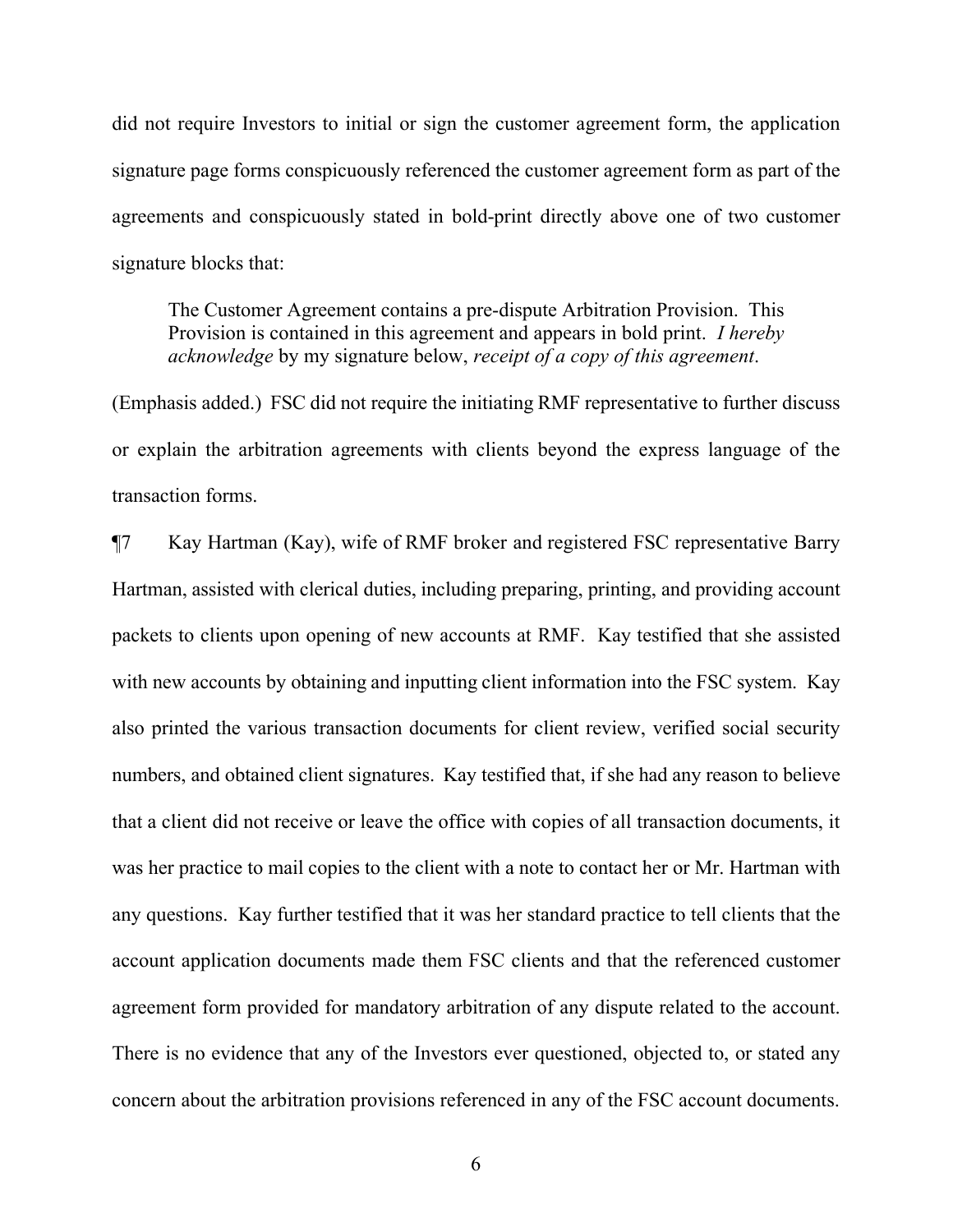did not require Investors to initial or sign the customer agreement form, the application signature page forms conspicuously referenced the customer agreement form as part of the agreements and conspicuously stated in bold-print directly above one of two customer signature blocks that:

> The Customer Agreement contains a pre-dispute Arbitration Provision. This Provision is contained in this agreement and appears in bold print. *I hereby acknowledge* by my signature below, *receipt of a copy of this agreement*.

(Emphasis added.) FSC did not require the initiating RMF representative to further discuss or explain the arbitration agreements with clients beyond the express language of the transaction forms.

¶7 Kay Hartman (Kay), wife of RMF broker and registered FSC representative Barry Hartman, assisted with clerical duties, including preparing, printing, and providing account packets to clients upon opening of new accounts at RMF. Kay testified that she assisted with new accounts by obtaining and inputting client information into the FSC system. Kay also printed the various transaction documents for client review, verified social security numbers, and obtained client signatures. Kay testified that, if she had any reason to believe that a client did not receive or leave the office with copies of all transaction documents, it was her practice to mail copies to the client with a note to contact her or Mr. Hartman with any questions. Kay further testified that it was her standard practice to tell clients that the account application documents made them FSC clients and that the referenced customer agreement form provided for mandatory arbitration of any dispute related to the account. There is no evidence that any of the Investors ever questioned, objected to, or stated any concern about the arbitration provisions referenced in any of the FSC account documents.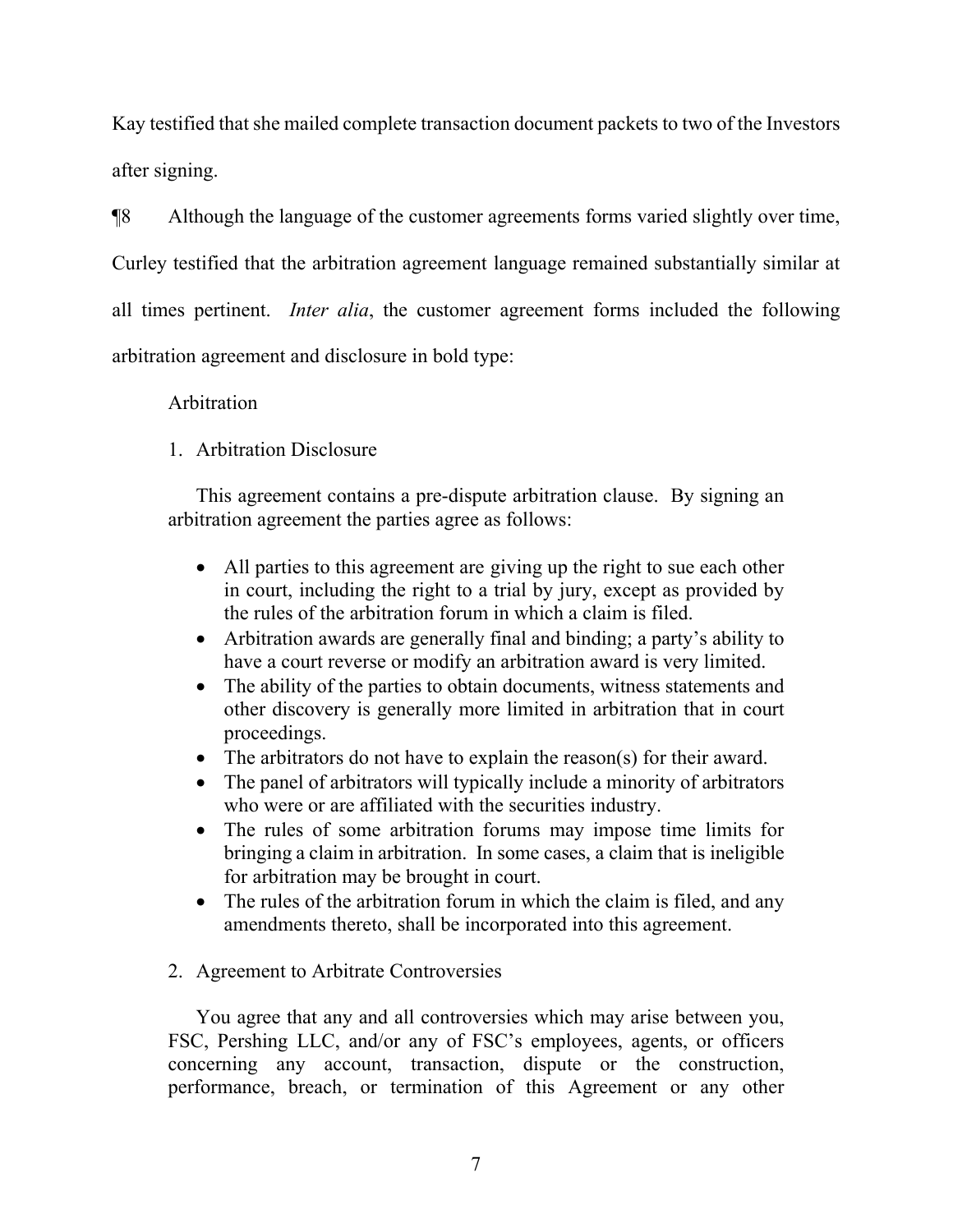Kay testified that she mailed complete transaction document packets to two of the Investors after signing.

¶8 Although the language of the customer agreements forms varied slightly over time, Curley testified that the arbitration agreement language remained substantially similar at all times pertinent. *Inter alia*, the customer agreement forms included the following arbitration agreement and disclosure in bold type:

> Arbitration
>
> 1. Arbitration Disclosure
>
> This agreement contains a pre-dispute arbitration clause. By signing an arbitration agreement the parties agree as follows:
>
> - All parties to this agreement are giving up the right to sue each other in court, including the right to a trial by jury, except as provided by the rules of the arbitration forum in which a claim is filed.
> - Arbitration awards are generally final and binding; a party's ability to have a court reverse or modify an arbitration award is very limited.
> - The ability of the parties to obtain documents, witness statements and other discovery is generally more limited in arbitration that in court proceedings.
> - The arbitrators do not have to explain the reason(s) for their award.
> - The panel of arbitrators will typically include a minority of arbitrators who were or are affiliated with the securities industry.
> - The rules of some arbitration forums may impose time limits for bringing a claim in arbitration. In some cases, a claim that is ineligible for arbitration may be brought in court.
> - The rules of the arbitration forum in which the claim is filed, and any amendments thereto, shall be incorporated into this agreement.
>
> 2. Agreement to Arbitrate Controversies
>
> You agree that any and all controversies which may arise between you, FSC, Pershing LLC, and/or any of FSC's employees, agents, or officers concerning any account, transaction, dispute or the construction, performance, breach, or termination of this Agreement or any other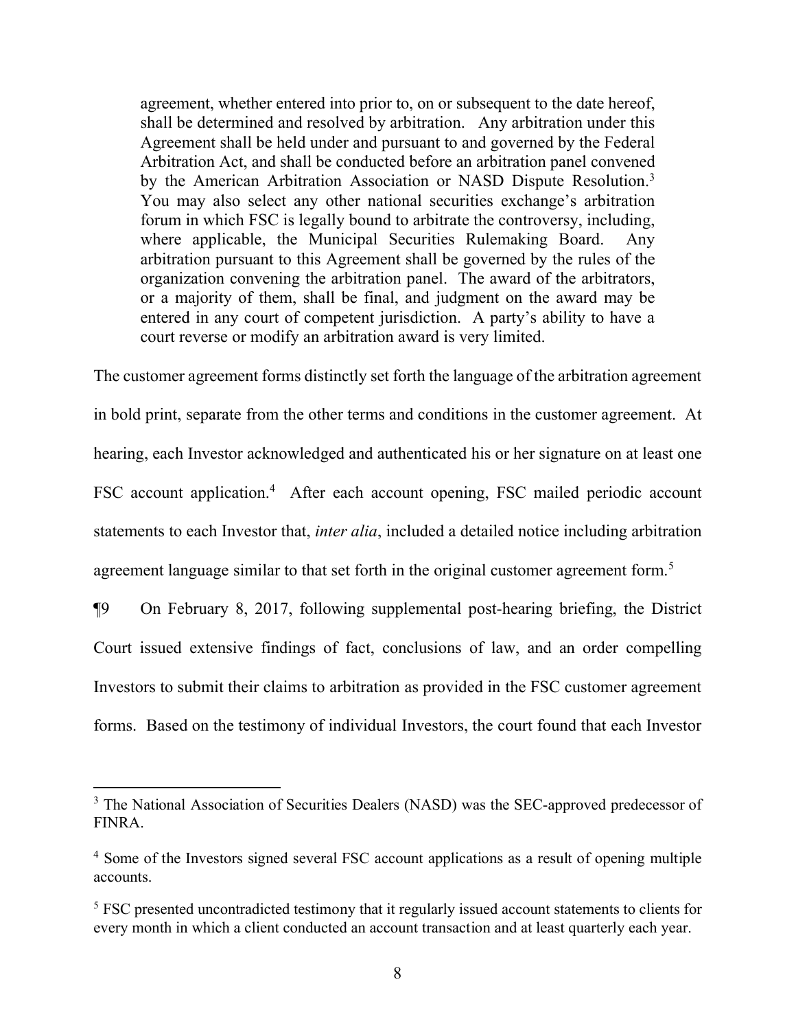> agreement, whether entered into prior to, on or subsequent to the date hereof, shall be determined and resolved by arbitration. Any arbitration under this Agreement shall be held under and pursuant to and governed by the Federal Arbitration Act, and shall be conducted before an arbitration panel convened by the American Arbitration Association or NASD Dispute Resolution.[3] You may also select any other national securities exchange's arbitration forum in which FSC is legally bound to arbitrate the controversy, including, where applicable, the Municipal Securities Rulemaking Board. Any arbitration pursuant to this Agreement shall be governed by the rules of the organization convening the arbitration panel. The award of the arbitrators, or a majority of them, shall be final, and judgment on the award may be entered in any court of competent jurisdiction. A party's ability to have a court reverse or modify an arbitration award is very limited.

The customer agreement forms distinctly set forth the language of the arbitration agreement in bold print, separate from the other terms and conditions in the customer agreement. At hearing, each Investor acknowledged and authenticated his or her signature on at least one FSC account application.[4] After each account opening, FSC mailed periodic account statements to each Investor that, *inter alia*, included a detailed notice including arbitration agreement language similar to that set forth in the original customer agreement form.[5]

¶9 On February 8, 2017, following supplemental post-hearing briefing, the District Court issued extensive findings of fact, conclusions of law, and an order compelling Investors to submit their claims to arbitration as provided in the FSC customer agreement forms. Based on the testimony of individual Investors, the court found that each Investor

---

[3] The National Association of Securities Dealers (NASD) was the SEC-approved predecessor of FINRA.

[4] Some of the Investors signed several FSC account applications as a result of opening multiple accounts.

[5] FSC presented uncontradicted testimony that it regularly issued account statements to clients for every month in which a client conducted an account transaction and at least quarterly each year.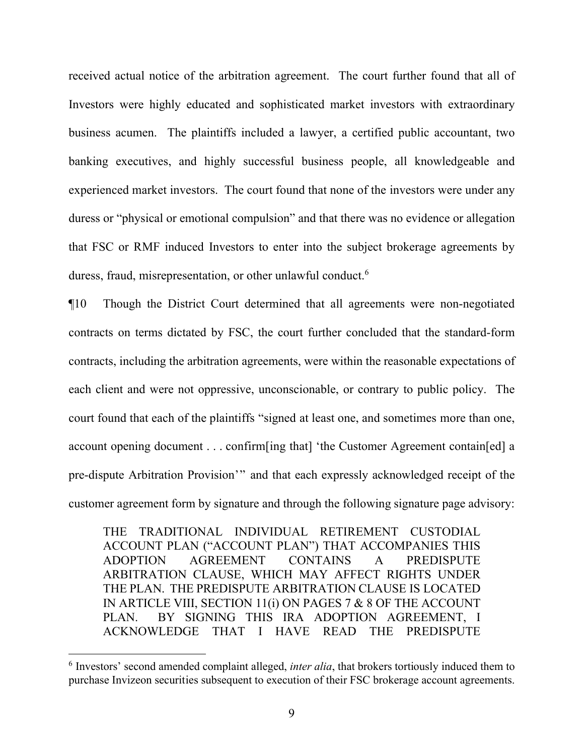received actual notice of the arbitration agreement. The court further found that all of Investors were highly educated and sophisticated market investors with extraordinary business acumen. The plaintiffs included a lawyer, a certified public accountant, two banking executives, and highly successful business people, all knowledgeable and experienced market investors. The court found that none of the investors were under any duress or "physical or emotional compulsion" and that there was no evidence or allegation that FSC or RMF induced Investors to enter into the subject brokerage agreements by duress, fraud, misrepresentation, or other unlawful conduct.[6]

¶10 Though the District Court determined that all agreements were non-negotiated contracts on terms dictated by FSC, the court further concluded that the standard-form contracts, including the arbitration agreements, were within the reasonable expectations of each client and were not oppressive, unconscionable, or contrary to public policy. The court found that each of the plaintiffs "signed at least one, and sometimes more than one, account opening document . . . confirm[ing that] 'the Customer Agreement contain[ed] a pre-dispute Arbitration Provision'" and that each expressly acknowledged receipt of the customer agreement form by signature and through the following signature page advisory:

> THE TRADITIONAL INDIVIDUAL RETIREMENT CUSTODIAL ACCOUNT PLAN ("ACCOUNT PLAN") THAT ACCOMPANIES THIS ADOPTION AGREEMENT CONTAINS A PREDISPUTE ARBITRATION CLAUSE, WHICH MAY AFFECT RIGHTS UNDER THE PLAN. THE PREDISPUTE ARBITRATION CLAUSE IS LOCATED IN ARTICLE VIII, SECTION 11(i) ON PAGES 7 & 8 OF THE ACCOUNT PLAN. BY SIGNING THIS IRA ADOPTION AGREEMENT, I ACKNOWLEDGE THAT I HAVE READ THE PREDISPUTE

---

[6] Investors' second amended complaint alleged, *inter alia*, that brokers tortiously induced them to purchase Invizeon securities subsequent to execution of their FSC brokerage account agreements.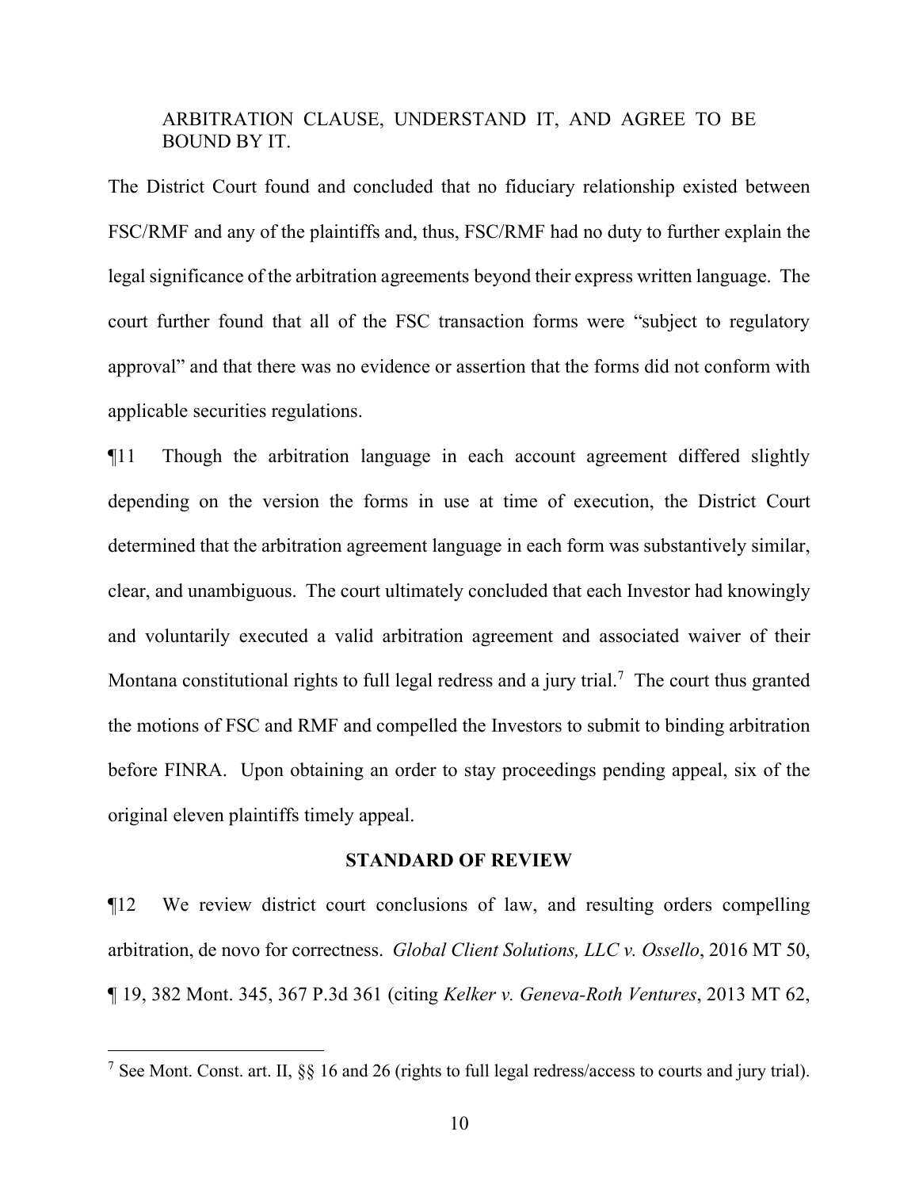ARBITRATION CLAUSE, UNDERSTAND IT, AND AGREE TO BE BOUND BY IT.

The District Court found and concluded that no fiduciary relationship existed between FSC/RMF and any of the plaintiffs and, thus, FSC/RMF had no duty to further explain the legal significance of the arbitration agreements beyond their express written language. The court further found that all of the FSC transaction forms were "subject to regulatory approval" and that there was no evidence or assertion that the forms did not conform with applicable securities regulations.

¶11 Though the arbitration language in each account agreement differed slightly depending on the version the forms in use at time of execution, the District Court determined that the arbitration agreement language in each form was substantively similar, clear, and unambiguous. The court ultimately concluded that each Investor had knowingly and voluntarily executed a valid arbitration agreement and associated waiver of their Montana constitutional rights to full legal redress and a jury trial.[7] The court thus granted the motions of FSC and RMF and compelled the Investors to submit to binding arbitration before FINRA. Upon obtaining an order to stay proceedings pending appeal, six of the original eleven plaintiffs timely appeal.

## STANDARD OF REVIEW

¶12 We review district court conclusions of law, and resulting orders compelling arbitration, de novo for correctness. *Global Client Solutions, LLC v. Ossello*, 2016 MT 50, ¶ 19, 382 Mont. 345, 367 P.3d 361 (citing *Kelker v. Geneva-Roth Ventures*, 2013 MT 62,

---

[7] See Mont. Const. art. II, §§ 16 and 26 (rights to full legal redress/access to courts and jury trial).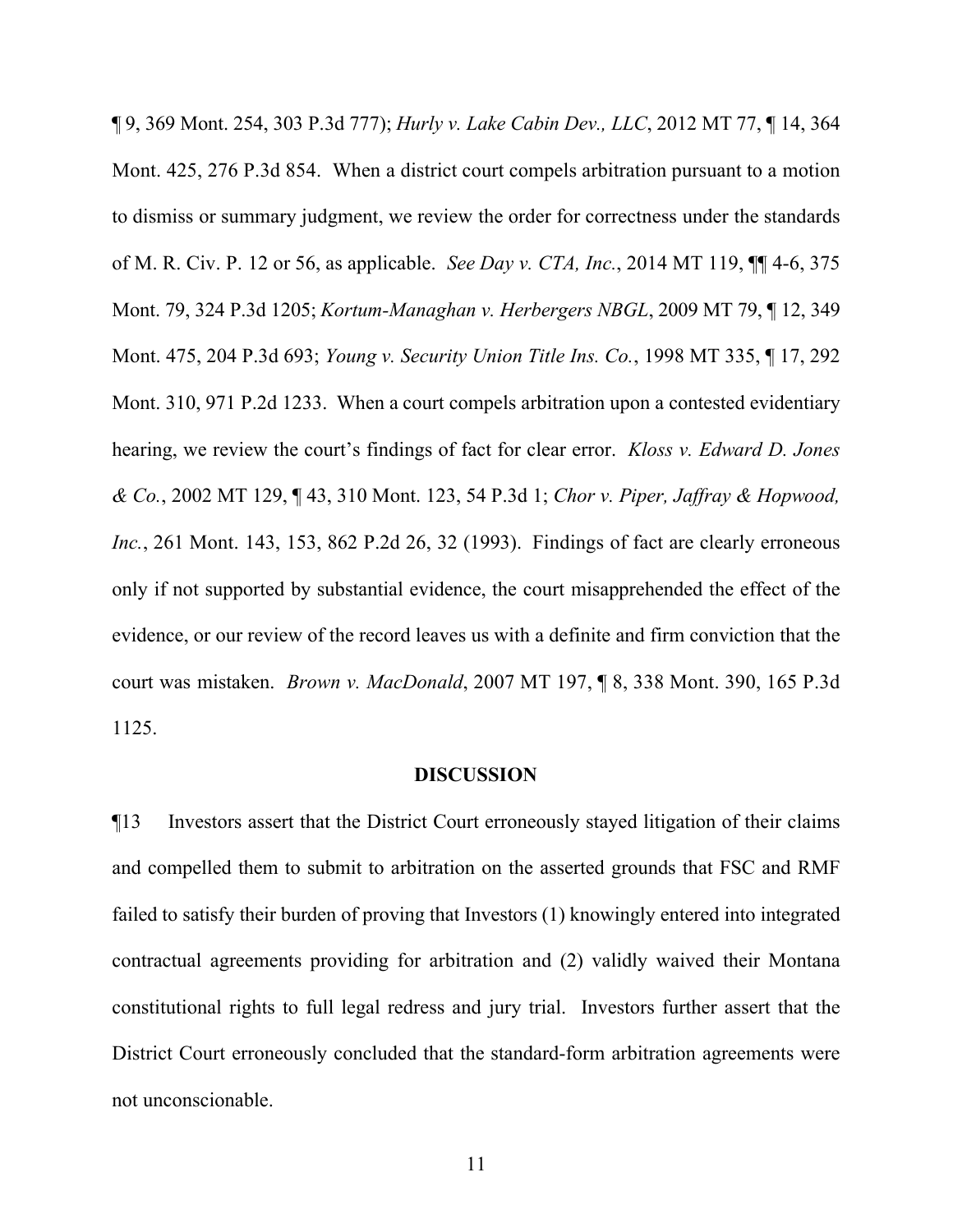¶ 9, 369 Mont. 254, 303 P.3d 777); *Hurly v. Lake Cabin Dev., LLC*, 2012 MT 77, ¶ 14, 364 Mont. 425, 276 P.3d 854. When a district court compels arbitration pursuant to a motion to dismiss or summary judgment, we review the order for correctness under the standards of M. R. Civ. P. 12 or 56, as applicable. *See Day v. CTA, Inc.*, 2014 MT 119, ¶¶ 4-6, 375 Mont. 79, 324 P.3d 1205; *Kortum-Managhan v. Herbergers NBGL*, 2009 MT 79, ¶ 12, 349 Mont. 475, 204 P.3d 693; *Young v. Security Union Title Ins. Co.*, 1998 MT 335, ¶ 17, 292 Mont. 310, 971 P.2d 1233. When a court compels arbitration upon a contested evidentiary hearing, we review the court's findings of fact for clear error. *Kloss v. Edward D. Jones & Co.*, 2002 MT 129, ¶ 43, 310 Mont. 123, 54 P.3d 1; *Chor v. Piper, Jaffray & Hopwood, Inc.*, 261 Mont. 143, 153, 862 P.2d 26, 32 (1993). Findings of fact are clearly erroneous only if not supported by substantial evidence, the court misapprehended the effect of the evidence, or our review of the record leaves us with a definite and firm conviction that the court was mistaken. *Brown v. MacDonald*, 2007 MT 197, ¶ 8, 338 Mont. 390, 165 P.3d 1125.

## DISCUSSION

¶13 Investors assert that the District Court erroneously stayed litigation of their claims and compelled them to submit to arbitration on the asserted grounds that FSC and RMF failed to satisfy their burden of proving that Investors (1) knowingly entered into integrated contractual agreements providing for arbitration and (2) validly waived their Montana constitutional rights to full legal redress and jury trial. Investors further assert that the District Court erroneously concluded that the standard-form arbitration agreements were not unconscionable.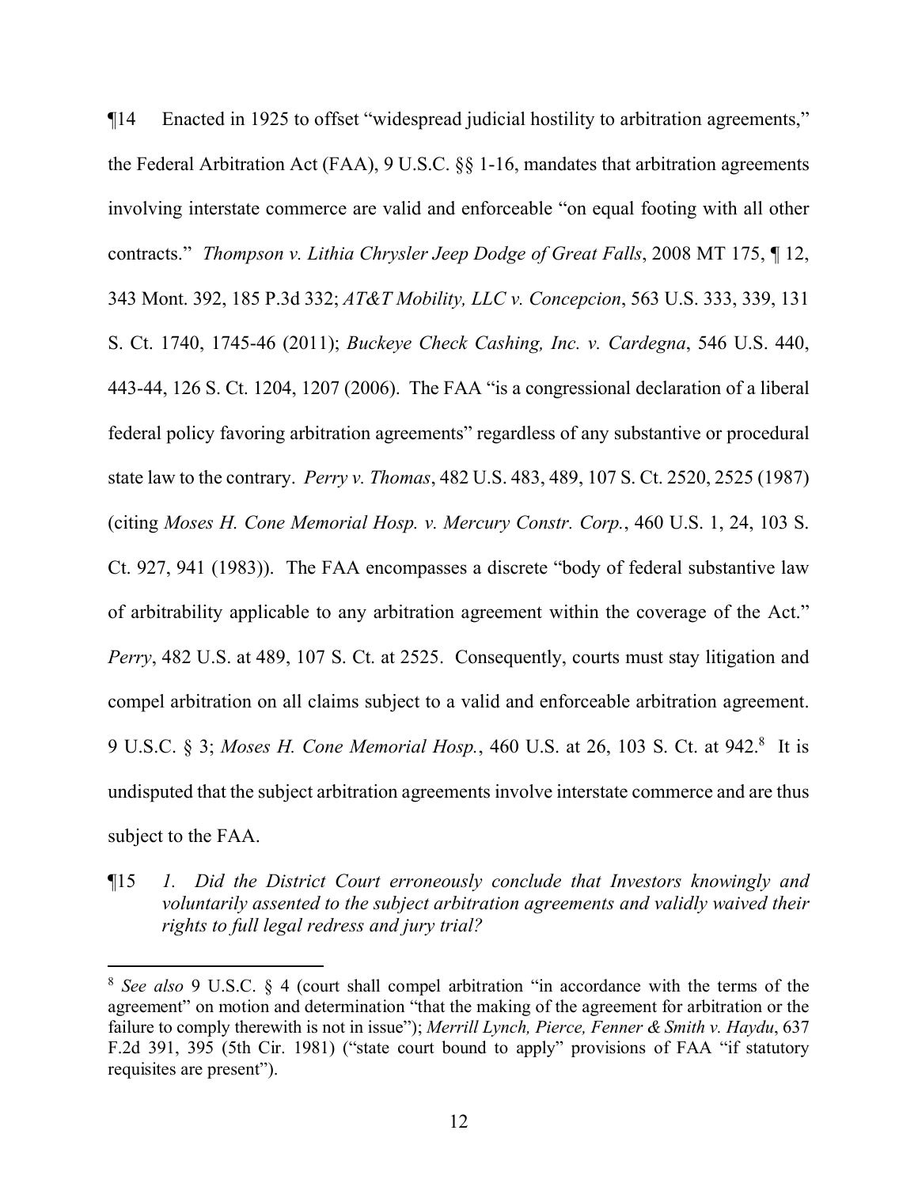¶14 Enacted in 1925 to offset "widespread judicial hostility to arbitration agreements," the Federal Arbitration Act (FAA), 9 U.S.C. §§ 1-16, mandates that arbitration agreements involving interstate commerce are valid and enforceable "on equal footing with all other contracts." *Thompson v. Lithia Chrysler Jeep Dodge of Great Falls*, 2008 MT 175, ¶ 12, 343 Mont. 392, 185 P.3d 332; *AT&T Mobility, LLC v. Concepcion*, 563 U.S. 333, 339, 131 S. Ct. 1740, 1745-46 (2011); *Buckeye Check Cashing, Inc. v. Cardegna*, 546 U.S. 440, 443-44, 126 S. Ct. 1204, 1207 (2006). The FAA "is a congressional declaration of a liberal federal policy favoring arbitration agreements" regardless of any substantive or procedural state law to the contrary. *Perry v. Thomas*, 482 U.S. 483, 489, 107 S. Ct. 2520, 2525 (1987) (citing *Moses H. Cone Memorial Hosp. v. Mercury Constr. Corp.*, 460 U.S. 1, 24, 103 S. Ct. 927, 941 (1983)). The FAA encompasses a discrete "body of federal substantive law of arbitrability applicable to any arbitration agreement within the coverage of the Act." *Perry*, 482 U.S. at 489, 107 S. Ct. at 2525. Consequently, courts must stay litigation and compel arbitration on all claims subject to a valid and enforceable arbitration agreement. 9 U.S.C. § 3; *Moses H. Cone Memorial Hosp.*, 460 U.S. at 26, 103 S. Ct. at 942.[8] It is undisputed that the subject arbitration agreements involve interstate commerce and are thus subject to the FAA.

¶15 *1. Did the District Court erroneously conclude that Investors knowingly and voluntarily assented to the subject arbitration agreements and validly waived their rights to full legal redress and jury trial?*

---

[8] *See also* 9 U.S.C. § 4 (court shall compel arbitration "in accordance with the terms of the agreement" on motion and determination "that the making of the agreement for arbitration or the failure to comply therewith is not in issue"); *Merrill Lynch, Pierce, Fenner & Smith v. Haydu*, 637 F.2d 391, 395 (5th Cir. 1981) ("state court bound to apply" provisions of FAA "if statutory requisites are present").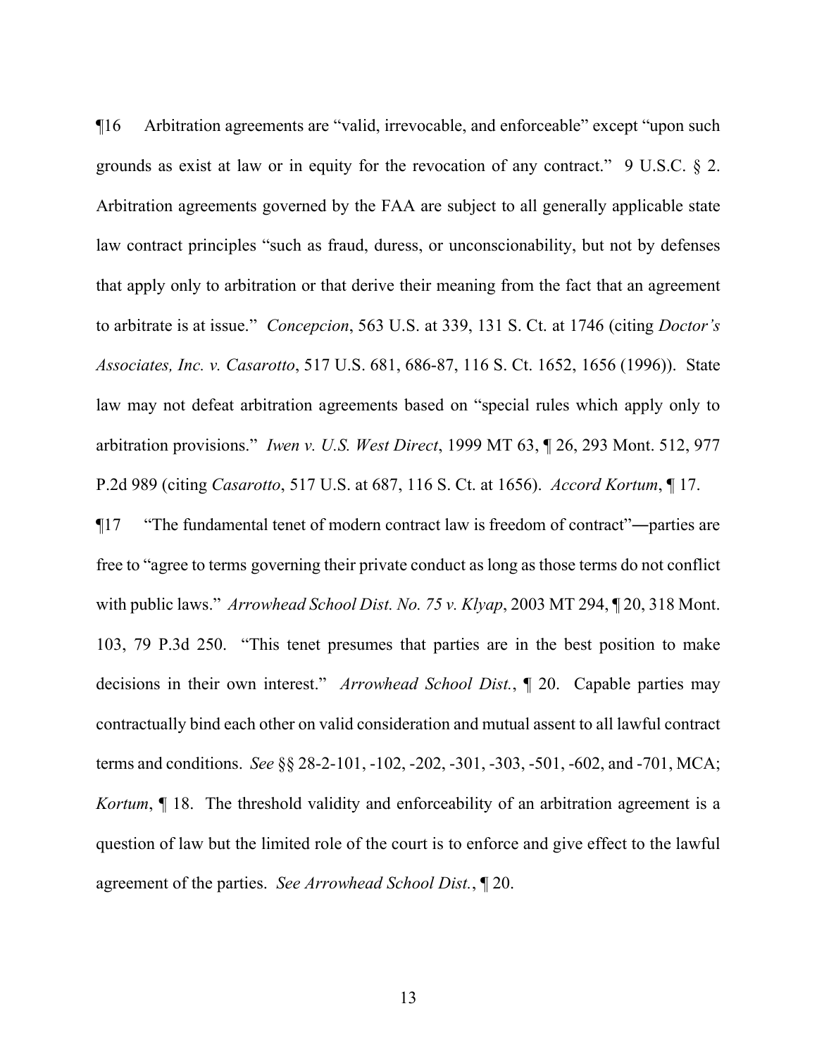¶16 Arbitration agreements are "valid, irrevocable, and enforceable" except "upon such grounds as exist at law or in equity for the revocation of any contract." 9 U.S.C. § 2. Arbitration agreements governed by the FAA are subject to all generally applicable state law contract principles "such as fraud, duress, or unconscionability, but not by defenses that apply only to arbitration or that derive their meaning from the fact that an agreement to arbitrate is at issue." *Concepcion*, 563 U.S. at 339, 131 S. Ct. at 1746 (citing *Doctor's Associates, Inc. v. Casarotto*, 517 U.S. 681, 686-87, 116 S. Ct. 1652, 1656 (1996)). State law may not defeat arbitration agreements based on "special rules which apply only to arbitration provisions." *Iwen v. U.S. West Direct*, 1999 MT 63, ¶ 26, 293 Mont. 512, 977 P.2d 989 (citing *Casarotto*, 517 U.S. at 687, 116 S. Ct. at 1656). *Accord Kortum*, ¶ 17.

¶17 "The fundamental tenet of modern contract law is freedom of contract"―parties are free to "agree to terms governing their private conduct as long as those terms do not conflict with public laws." *Arrowhead School Dist. No. 75 v. Klyap*, 2003 MT 294, ¶ 20, 318 Mont. 103, 79 P.3d 250. "This tenet presumes that parties are in the best position to make decisions in their own interest." *Arrowhead School Dist.*, ¶ 20. Capable parties may contractually bind each other on valid consideration and mutual assent to all lawful contract terms and conditions. *See* §§ 28-2-101, -102, -202, -301, -303, -501, -602, and -701, MCA; *Kortum*, ¶ 18. The threshold validity and enforceability of an arbitration agreement is a question of law but the limited role of the court is to enforce and give effect to the lawful agreement of the parties. *See Arrowhead School Dist.*, ¶ 20.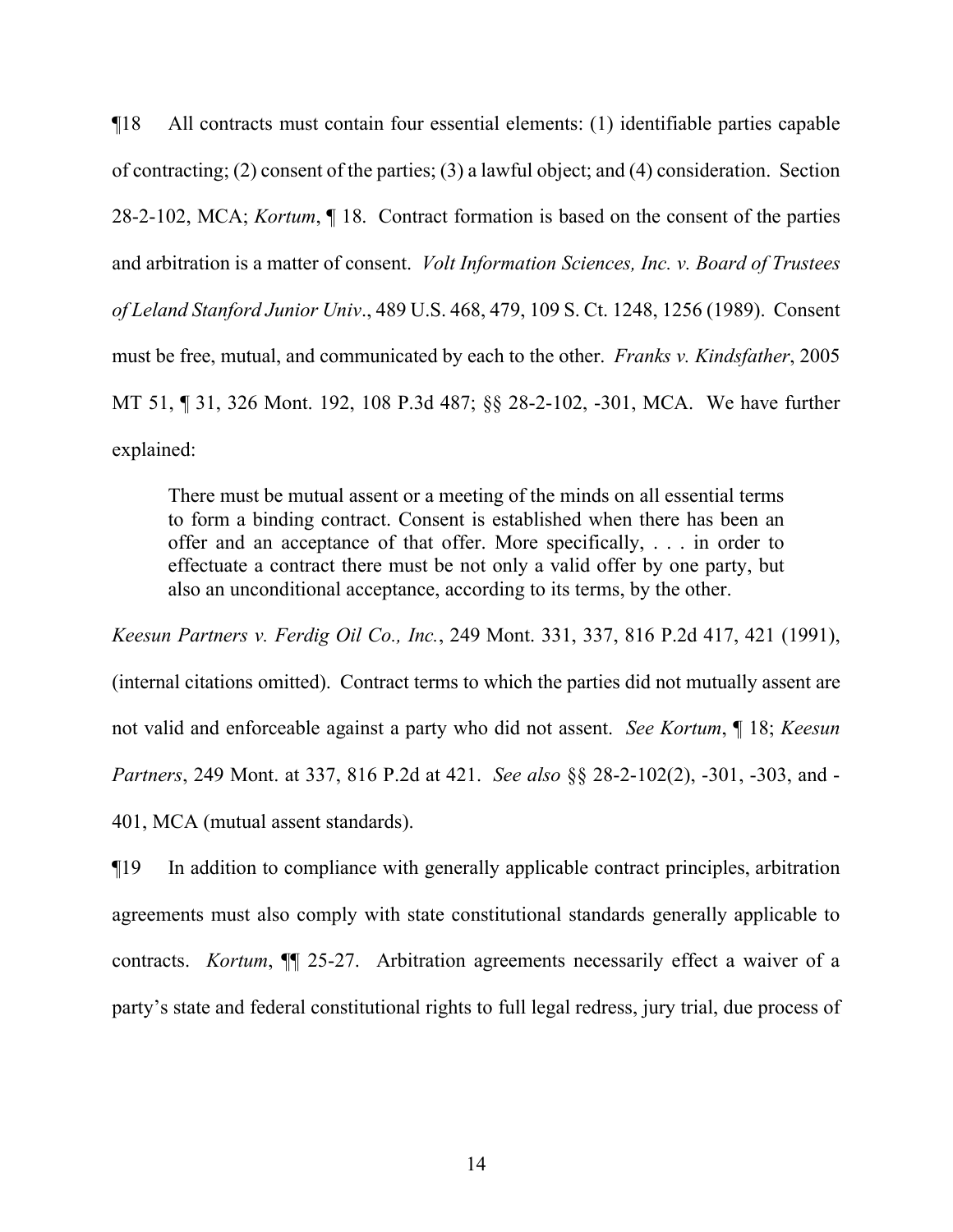¶18 All contracts must contain four essential elements: (1) identifiable parties capable of contracting; (2) consent of the parties; (3) a lawful object; and (4) consideration. Section 28-2-102, MCA; *Kortum*, ¶ 18. Contract formation is based on the consent of the parties and arbitration is a matter of consent. *Volt Information Sciences, Inc. v. Board of Trustees of Leland Stanford Junior Univ*., 489 U.S. 468, 479, 109 S. Ct. 1248, 1256 (1989). Consent must be free, mutual, and communicated by each to the other. *Franks v. Kindsfather*, 2005 MT 51, ¶ 31, 326 Mont. 192, 108 P.3d 487; §§ 28-2-102, -301, MCA. We have further explained:

> There must be mutual assent or a meeting of the minds on all essential terms to form a binding contract. Consent is established when there has been an offer and an acceptance of that offer. More specifically, . . . in order to effectuate a contract there must be not only a valid offer by one party, but also an unconditional acceptance, according to its terms, by the other.

*Keesun Partners v. Ferdig Oil Co., Inc.*, 249 Mont. 331, 337, 816 P.2d 417, 421 (1991), (internal citations omitted). Contract terms to which the parties did not mutually assent are not valid and enforceable against a party who did not assent. *See Kortum*, ¶ 18; *Keesun Partners*, 249 Mont. at 337, 816 P.2d at 421. *See also* §§ 28-2-102(2), -301, -303, and -401, MCA (mutual assent standards).

¶19 In addition to compliance with generally applicable contract principles, arbitration agreements must also comply with state constitutional standards generally applicable to contracts. *Kortum*, ¶¶ 25-27. Arbitration agreements necessarily effect a waiver of a party's state and federal constitutional rights to full legal redress, jury trial, due process of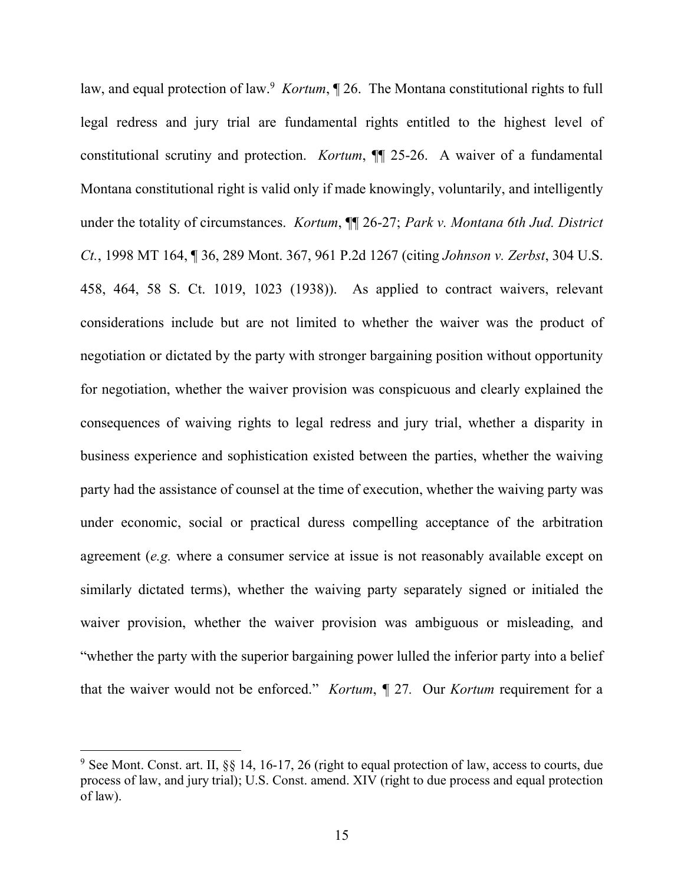law, and equal protection of law.[9] *Kortum*, ¶ 26. The Montana constitutional rights to full legal redress and jury trial are fundamental rights entitled to the highest level of constitutional scrutiny and protection. *Kortum*, ¶¶ 25-26. A waiver of a fundamental Montana constitutional right is valid only if made knowingly, voluntarily, and intelligently under the totality of circumstances. *Kortum*, ¶¶ 26-27; *Park v. Montana 6th Jud. District Ct.*, 1998 MT 164, ¶ 36, 289 Mont. 367, 961 P.2d 1267 (citing *Johnson v. Zerbst*, 304 U.S. 458, 464, 58 S. Ct. 1019, 1023 (1938)). As applied to contract waivers, relevant considerations include but are not limited to whether the waiver was the product of negotiation or dictated by the party with stronger bargaining position without opportunity for negotiation, whether the waiver provision was conspicuous and clearly explained the consequences of waiving rights to legal redress and jury trial, whether a disparity in business experience and sophistication existed between the parties, whether the waiving party had the assistance of counsel at the time of execution, whether the waiving party was under economic, social or practical duress compelling acceptance of the arbitration agreement (*e.g.* where a consumer service at issue is not reasonably available except on similarly dictated terms), whether the waiving party separately signed or initialed the waiver provision, whether the waiver provision was ambiguous or misleading, and "whether the party with the superior bargaining power lulled the inferior party into a belief that the waiver would not be enforced." *Kortum*, ¶ 27. Our *Kortum* requirement for a

[9] See Mont. Const. art. II, §§ 14, 16-17, 26 (right to equal protection of law, access to courts, due process of law, and jury trial); U.S. Const. amend. XIV (right to due process and equal protection of law).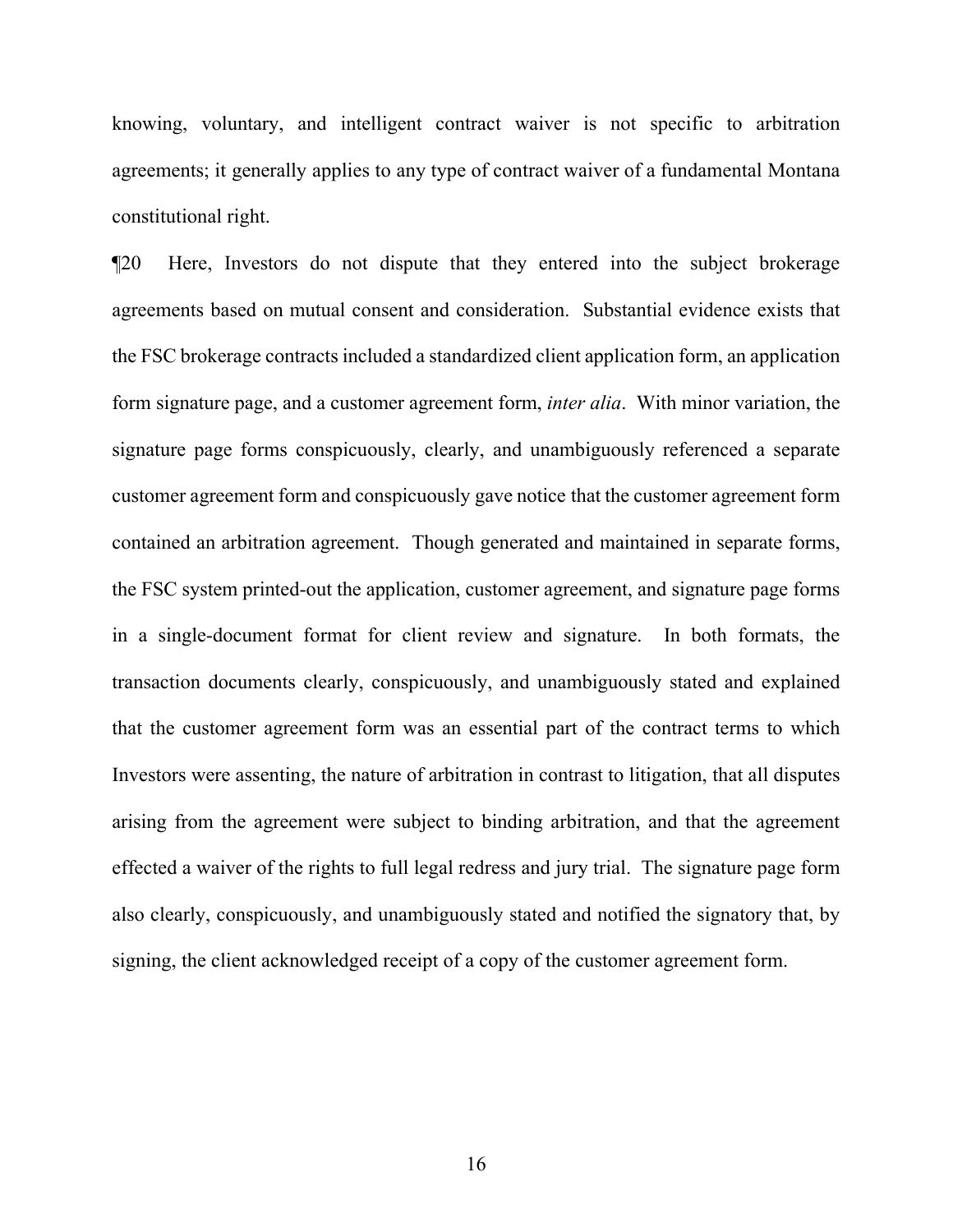knowing, voluntary, and intelligent contract waiver is not specific to arbitration agreements; it generally applies to any type of contract waiver of a fundamental Montana constitutional right.

¶20 Here, Investors do not dispute that they entered into the subject brokerage agreements based on mutual consent and consideration. Substantial evidence exists that the FSC brokerage contracts included a standardized client application form, an application form signature page, and a customer agreement form, *inter alia*. With minor variation, the signature page forms conspicuously, clearly, and unambiguously referenced a separate customer agreement form and conspicuously gave notice that the customer agreement form contained an arbitration agreement. Though generated and maintained in separate forms, the FSC system printed-out the application, customer agreement, and signature page forms in a single-document format for client review and signature. In both formats, the transaction documents clearly, conspicuously, and unambiguously stated and explained that the customer agreement form was an essential part of the contract terms to which Investors were assenting, the nature of arbitration in contrast to litigation, that all disputes arising from the agreement were subject to binding arbitration, and that the agreement effected a waiver of the rights to full legal redress and jury trial. The signature page form also clearly, conspicuously, and unambiguously stated and notified the signatory that, by signing, the client acknowledged receipt of a copy of the customer agreement form.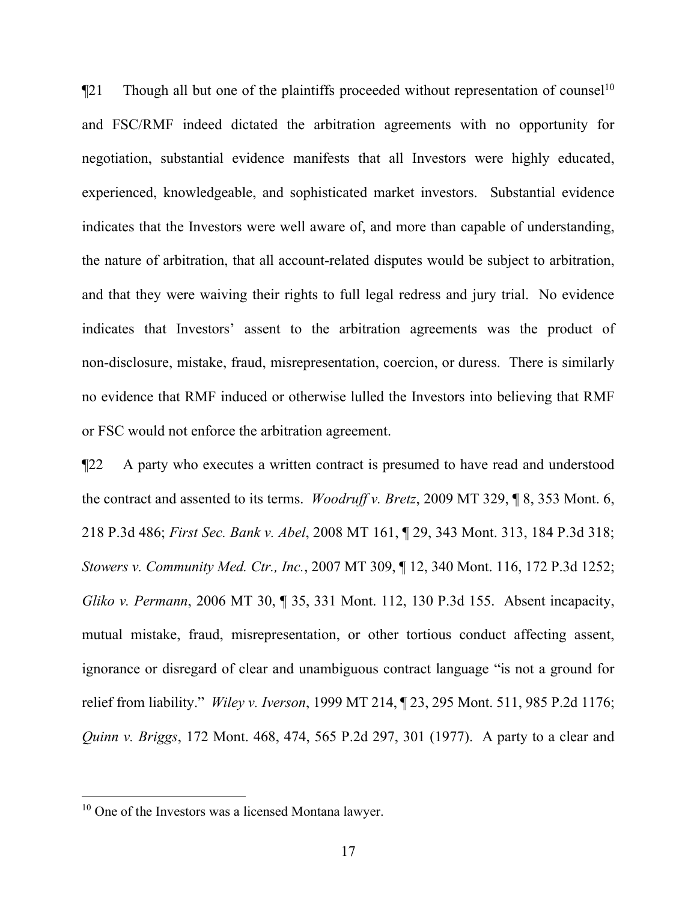¶21 Though all but one of the plaintiffs proceeded without representation of counsel[10] and FSC/RMF indeed dictated the arbitration agreements with no opportunity for negotiation, substantial evidence manifests that all Investors were highly educated, experienced, knowledgeable, and sophisticated market investors. Substantial evidence indicates that the Investors were well aware of, and more than capable of understanding, the nature of arbitration, that all account-related disputes would be subject to arbitration, and that they were waiving their rights to full legal redress and jury trial. No evidence indicates that Investors' assent to the arbitration agreements was the product of non-disclosure, mistake, fraud, misrepresentation, coercion, or duress. There is similarly no evidence that RMF induced or otherwise lulled the Investors into believing that RMF or FSC would not enforce the arbitration agreement.

¶22 A party who executes a written contract is presumed to have read and understood the contract and assented to its terms. *Woodruff v. Bretz*, 2009 MT 329, ¶ 8, 353 Mont. 6, 218 P.3d 486; *First Sec. Bank v. Abel*, 2008 MT 161, ¶ 29, 343 Mont. 313, 184 P.3d 318; *Stowers v. Community Med. Ctr., Inc.*, 2007 MT 309, ¶ 12, 340 Mont. 116, 172 P.3d 1252; *Gliko v. Permann*, 2006 MT 30, ¶ 35, 331 Mont. 112, 130 P.3d 155. Absent incapacity, mutual mistake, fraud, misrepresentation, or other tortious conduct affecting assent, ignorance or disregard of clear and unambiguous contract language "is not a ground for relief from liability." *Wiley v. Iverson*, 1999 MT 214, ¶ 23, 295 Mont. 511, 985 P.2d 1176; *Quinn v. Briggs*, 172 Mont. 468, 474, 565 P.2d 297, 301 (1977). A party to a clear and

[10] One of the Investors was a licensed Montana lawyer.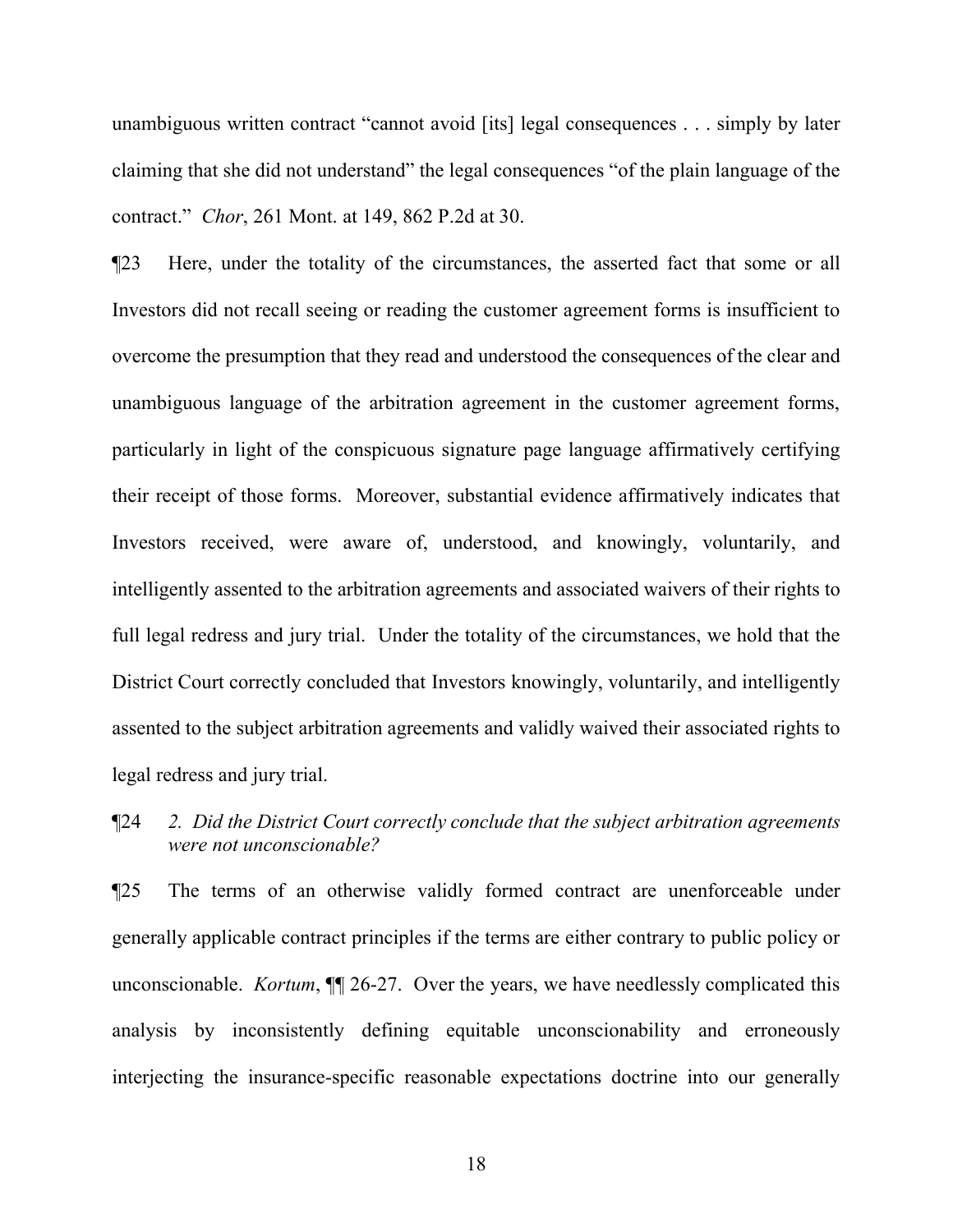unambiguous written contract "cannot avoid [its] legal consequences . . . simply by later claiming that she did not understand" the legal consequences "of the plain language of the contract." *Chor*, 261 Mont. at 149, 862 P.2d at 30.

¶23 Here, under the totality of the circumstances, the asserted fact that some or all Investors did not recall seeing or reading the customer agreement forms is insufficient to overcome the presumption that they read and understood the consequences of the clear and unambiguous language of the arbitration agreement in the customer agreement forms, particularly in light of the conspicuous signature page language affirmatively certifying their receipt of those forms. Moreover, substantial evidence affirmatively indicates that Investors received, were aware of, understood, and knowingly, voluntarily, and intelligently assented to the arbitration agreements and associated waivers of their rights to full legal redress and jury trial. Under the totality of the circumstances, we hold that the District Court correctly concluded that Investors knowingly, voluntarily, and intelligently assented to the subject arbitration agreements and validly waived their associated rights to legal redress and jury trial.

¶24 *2. Did the District Court correctly conclude that the subject arbitration agreements were not unconscionable?*

¶25 The terms of an otherwise validly formed contract are unenforceable under generally applicable contract principles if the terms are either contrary to public policy or unconscionable. *Kortum*, ¶¶ 26-27. Over the years, we have needlessly complicated this analysis by inconsistently defining equitable unconscionability and erroneously interjecting the insurance-specific reasonable expectations doctrine into our generally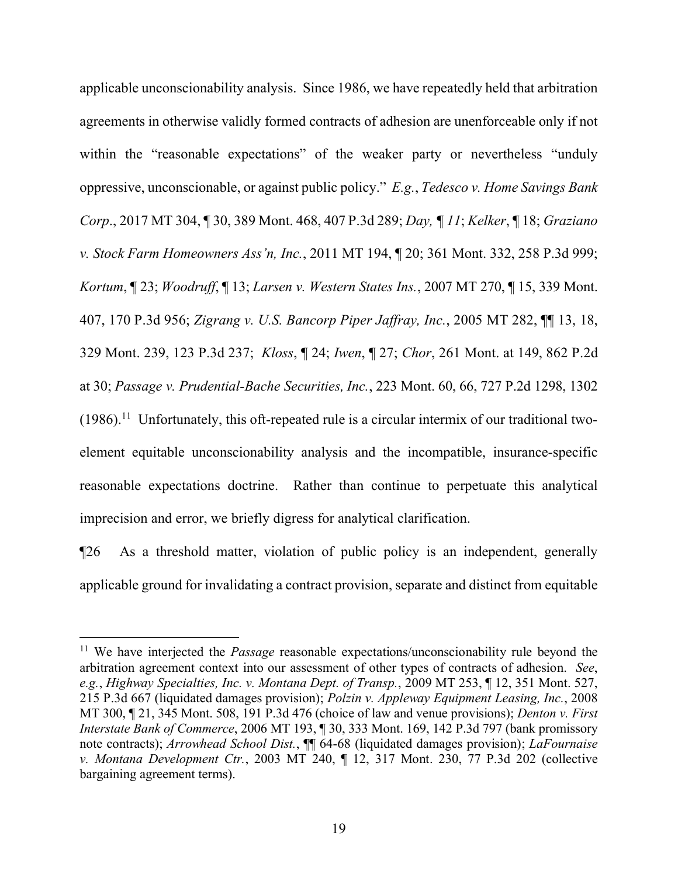applicable unconscionability analysis. Since 1986, we have repeatedly held that arbitration agreements in otherwise validly formed contracts of adhesion are unenforceable only if not within the "reasonable expectations" of the weaker party or nevertheless "unduly oppressive, unconscionable, or against public policy." *E.g.*, *Tedesco v. Home Savings Bank Corp*., 2017 MT 304, ¶ 30, 389 Mont. 468, 407 P.3d 289; *Day, ¶ 11*; *Kelker*, ¶ 18; *Graziano v. Stock Farm Homeowners Ass'n, Inc.*, 2011 MT 194, ¶ 20; 361 Mont. 332, 258 P.3d 999; *Kortum*, ¶ 23; *Woodruff*, ¶ 13; *Larsen v. Western States Ins.*, 2007 MT 270, ¶ 15, 339 Mont. 407, 170 P.3d 956; *Zigrang v. U.S. Bancorp Piper Jaffray, Inc.*, 2005 MT 282, ¶¶ 13, 18, 329 Mont. 239, 123 P.3d 237; *Kloss*, ¶ 24; *Iwen*, ¶ 27; *Chor*, 261 Mont. at 149, 862 P.2d at 30; *Passage v. Prudential-Bache Securities, Inc.*, 223 Mont. 60, 66, 727 P.2d 1298, 1302 (1986).[11] Unfortunately, this oft-repeated rule is a circular intermix of our traditional two-element equitable unconscionability analysis and the incompatible, insurance-specific reasonable expectations doctrine. Rather than continue to perpetuate this analytical imprecision and error, we briefly digress for analytical clarification.

¶26 As a threshold matter, violation of public policy is an independent, generally applicable ground for invalidating a contract provision, separate and distinct from equitable

[11] We have interjected the *Passage* reasonable expectations/unconscionability rule beyond the arbitration agreement context into our assessment of other types of contracts of adhesion. *See*, *e.g.*, *Highway Specialties, Inc. v. Montana Dept. of Transp.*, 2009 MT 253, ¶ 12, 351 Mont. 527, 215 P.3d 667 (liquidated damages provision); *Polzin v. Appleway Equipment Leasing, Inc.*, 2008 MT 300, ¶ 21, 345 Mont. 508, 191 P.3d 476 (choice of law and venue provisions); *Denton v. First Interstate Bank of Commerce*, 2006 MT 193, ¶ 30, 333 Mont. 169, 142 P.3d 797 (bank promissory note contracts); *Arrowhead School Dist.*, ¶¶ 64-68 (liquidated damages provision); *LaFournaise v. Montana Development Ctr.*, 2003 MT 240, ¶ 12, 317 Mont. 230, 77 P.3d 202 (collective bargaining agreement terms).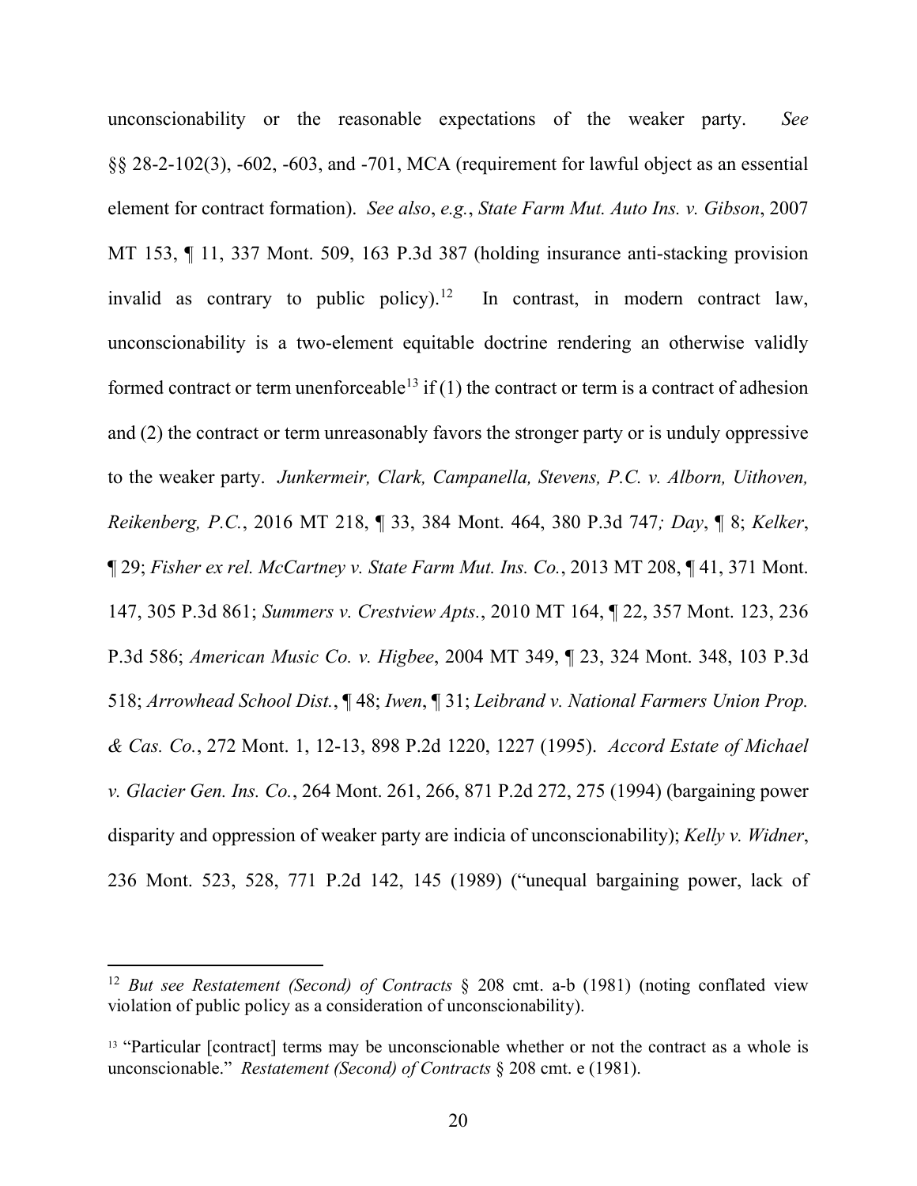unconscionability or the reasonable expectations of the weaker party. *See* §§ 28-2-102(3), -602, -603, and -701, MCA (requirement for lawful object as an essential element for contract formation). *See also*, *e.g.*, *State Farm Mut. Auto Ins. v. Gibson*, 2007 MT 153, ¶ 11, 337 Mont. 509, 163 P.3d 387 (holding insurance anti-stacking provision invalid as contrary to public policy).[12] In contrast, in modern contract law, unconscionability is a two-element equitable doctrine rendering an otherwise validly formed contract or term unenforceable[13] if (1) the contract or term is a contract of adhesion and (2) the contract or term unreasonably favors the stronger party or is unduly oppressive to the weaker party. *Junkermeir, Clark, Campanella, Stevens, P.C. v. Alborn, Uithoven, Reikenberg, P.C.*, 2016 MT 218, ¶ 33, 384 Mont. 464, 380 P.3d 747*;* *Day*, ¶ 8; *Kelker*, ¶ 29; *Fisher ex rel. McCartney v. State Farm Mut. Ins. Co.*, 2013 MT 208, ¶ 41, 371 Mont. 147, 305 P.3d 861; *Summers v. Crestview Apts.*, 2010 MT 164, ¶ 22, 357 Mont. 123, 236 P.3d 586; *American Music Co. v. Higbee*, 2004 MT 349, ¶ 23, 324 Mont. 348, 103 P.3d 518; *Arrowhead School Dist.*, ¶ 48; *Iwen*, ¶ 31; *Leibrand v. National Farmers Union Prop. & Cas. Co.*, 272 Mont. 1, 12-13, 898 P.2d 1220, 1227 (1995). *Accord Estate of Michael v. Glacier Gen. Ins. Co.*, 264 Mont. 261, 266, 871 P.2d 272, 275 (1994) (bargaining power disparity and oppression of weaker party are indicia of unconscionability); *Kelly v. Widner*, 236 Mont. 523, 528, 771 P.2d 142, 145 (1989) ("unequal bargaining power, lack of

---

[12] *But see Restatement (Second) of Contracts* § 208 cmt. a-b (1981) (noting conflated view violation of public policy as a consideration of unconscionability).

[13] "Particular [contract] terms may be unconscionable whether or not the contract as a whole is unconscionable." *Restatement (Second) of Contracts* § 208 cmt. e (1981).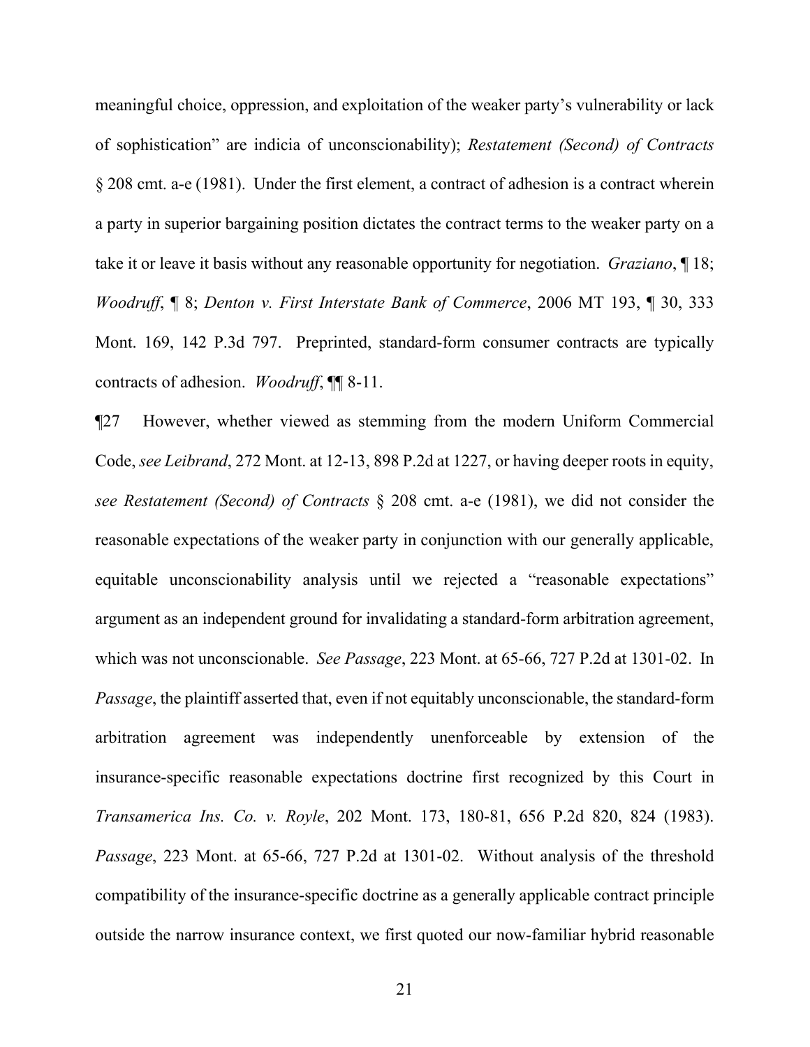meaningful choice, oppression, and exploitation of the weaker party's vulnerability or lack of sophistication" are indicia of unconscionability); *Restatement (Second) of Contracts* § 208 cmt. a-e (1981). Under the first element, a contract of adhesion is a contract wherein a party in superior bargaining position dictates the contract terms to the weaker party on a take it or leave it basis without any reasonable opportunity for negotiation. *Graziano*, ¶ 18; *Woodruff*, ¶ 8; *Denton v. First Interstate Bank of Commerce*, 2006 MT 193, ¶ 30, 333 Mont. 169, 142 P.3d 797. Preprinted, standard-form consumer contracts are typically contracts of adhesion. *Woodruff*, ¶¶ 8-11.

¶27 However, whether viewed as stemming from the modern Uniform Commercial Code, *see Leibrand*, 272 Mont. at 12-13, 898 P.2d at 1227, or having deeper roots in equity, *see Restatement (Second) of Contracts* § 208 cmt. a-e (1981), we did not consider the reasonable expectations of the weaker party in conjunction with our generally applicable, equitable unconscionability analysis until we rejected a "reasonable expectations" argument as an independent ground for invalidating a standard-form arbitration agreement, which was not unconscionable. *See Passage*, 223 Mont. at 65-66, 727 P.2d at 1301-02. In *Passage*, the plaintiff asserted that, even if not equitably unconscionable, the standard-form arbitration agreement was independently unenforceable by extension of the insurance-specific reasonable expectations doctrine first recognized by this Court in *Transamerica Ins. Co. v. Royle*, 202 Mont. 173, 180-81, 656 P.2d 820, 824 (1983). *Passage*, 223 Mont. at 65-66, 727 P.2d at 1301-02. Without analysis of the threshold compatibility of the insurance-specific doctrine as a generally applicable contract principle outside the narrow insurance context, we first quoted our now-familiar hybrid reasonable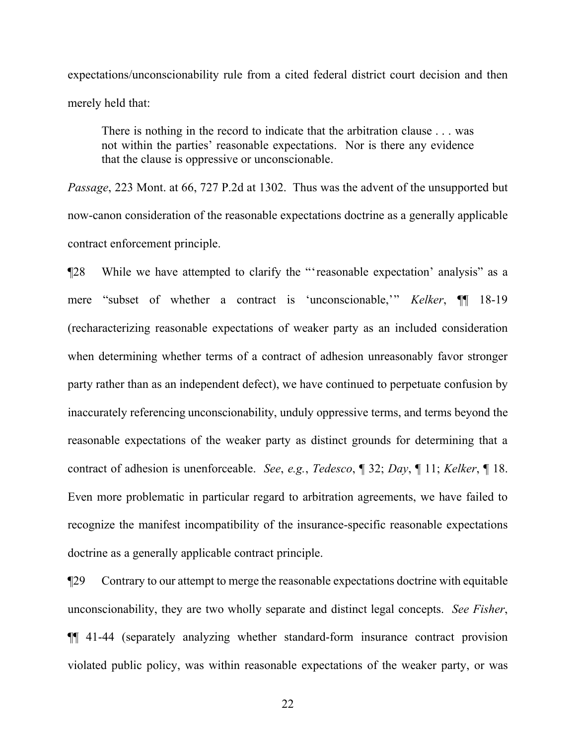expectations/unconscionability rule from a cited federal district court decision and then merely held that:

> There is nothing in the record to indicate that the arbitration clause . . . was not within the parties' reasonable expectations. Nor is there any evidence that the clause is oppressive or unconscionable.

*Passage*, 223 Mont. at 66, 727 P.2d at 1302. Thus was the advent of the unsupported but now-canon consideration of the reasonable expectations doctrine as a generally applicable contract enforcement principle.

¶28 While we have attempted to clarify the "'reasonable expectation' analysis" as a mere "subset of whether a contract is 'unconscionable,'" *Kelker*, ¶¶ 18-19 (recharacterizing reasonable expectations of weaker party as an included consideration when determining whether terms of a contract of adhesion unreasonably favor stronger party rather than as an independent defect), we have continued to perpetuate confusion by inaccurately referencing unconscionability, unduly oppressive terms, and terms beyond the reasonable expectations of the weaker party as distinct grounds for determining that a contract of adhesion is unenforceable. *See*, *e.g.*, *Tedesco*, ¶ 32; *Day*, ¶ 11; *Kelker*, ¶ 18. Even more problematic in particular regard to arbitration agreements, we have failed to recognize the manifest incompatibility of the insurance-specific reasonable expectations doctrine as a generally applicable contract principle.

¶29 Contrary to our attempt to merge the reasonable expectations doctrine with equitable unconscionability, they are two wholly separate and distinct legal concepts. *See Fisher*, ¶¶ 41-44 (separately analyzing whether standard-form insurance contract provision violated public policy, was within reasonable expectations of the weaker party, or was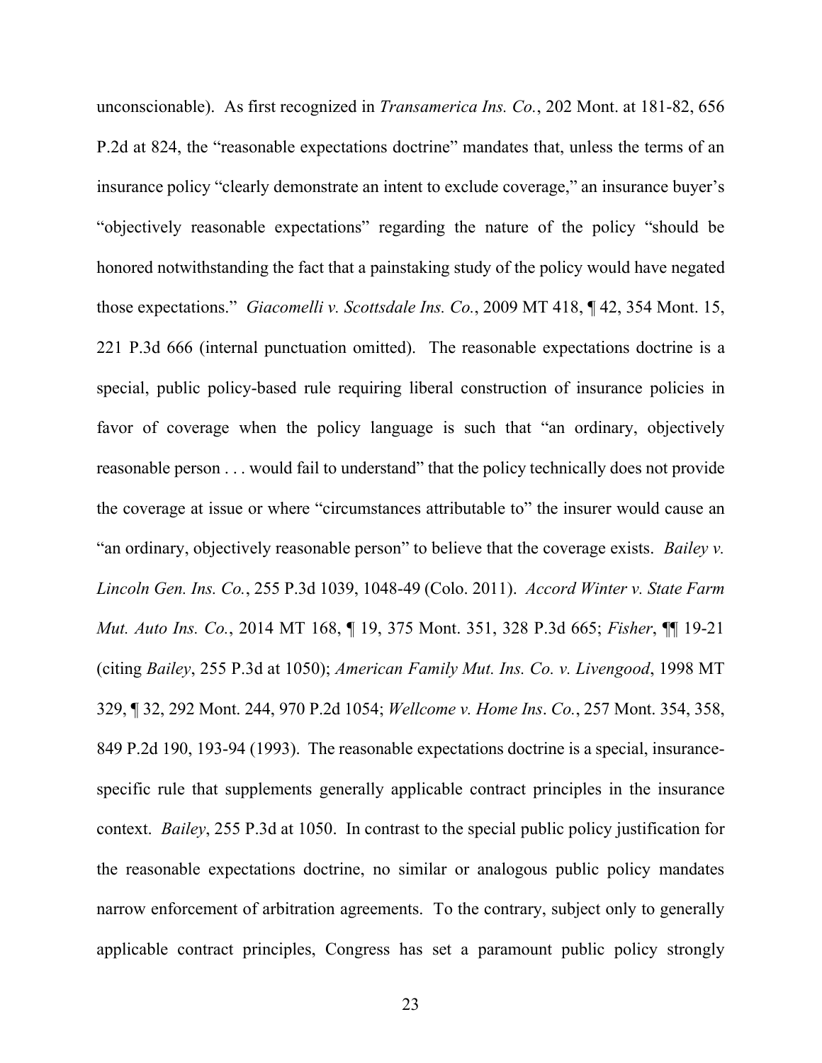unconscionable). As first recognized in *Transamerica Ins. Co.*, 202 Mont. at 181-82, 656 P.2d at 824, the "reasonable expectations doctrine" mandates that, unless the terms of an insurance policy "clearly demonstrate an intent to exclude coverage," an insurance buyer's "objectively reasonable expectations" regarding the nature of the policy "should be honored notwithstanding the fact that a painstaking study of the policy would have negated those expectations." *Giacomelli v. Scottsdale Ins. Co.*, 2009 MT 418, ¶ 42, 354 Mont. 15, 221 P.3d 666 (internal punctuation omitted). The reasonable expectations doctrine is a special, public policy-based rule requiring liberal construction of insurance policies in favor of coverage when the policy language is such that "an ordinary, objectively reasonable person . . . would fail to understand" that the policy technically does not provide the coverage at issue or where "circumstances attributable to" the insurer would cause an "an ordinary, objectively reasonable person" to believe that the coverage exists. *Bailey v. Lincoln Gen. Ins. Co.*, 255 P.3d 1039, 1048-49 (Colo. 2011). *Accord Winter v. State Farm Mut. Auto Ins. Co.*, 2014 MT 168, ¶ 19, 375 Mont. 351, 328 P.3d 665; *Fisher*, ¶¶ 19-21 (citing *Bailey*, 255 P.3d at 1050); *American Family Mut. Ins. Co. v. Livengood*, 1998 MT 329, ¶ 32, 292 Mont. 244, 970 P.2d 1054; *Wellcome v. Home Ins. Co.*, 257 Mont. 354, 358, 849 P.2d 190, 193-94 (1993). The reasonable expectations doctrine is a special, insurance-specific rule that supplements generally applicable contract principles in the insurance context. *Bailey*, 255 P.3d at 1050. In contrast to the special public policy justification for the reasonable expectations doctrine, no similar or analogous public policy mandates narrow enforcement of arbitration agreements. To the contrary, subject only to generally applicable contract principles, Congress has set a paramount public policy strongly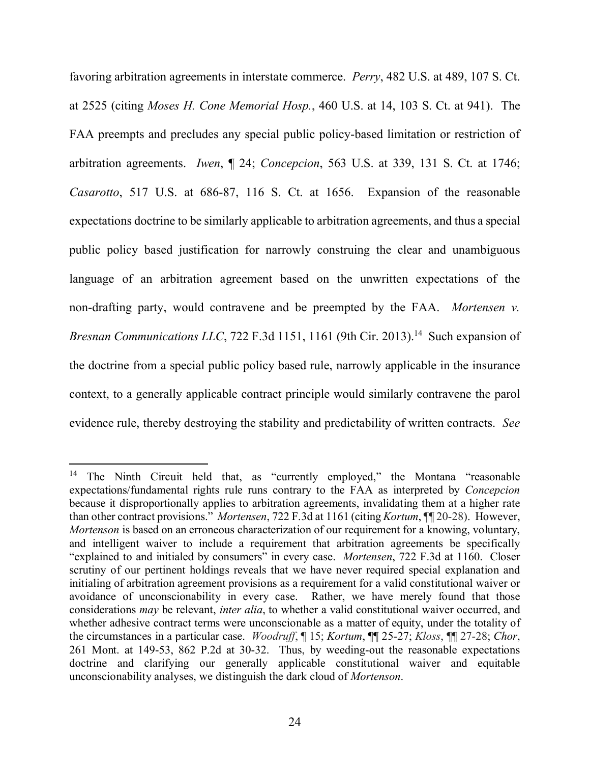favoring arbitration agreements in interstate commerce. *Perry*, 482 U.S. at 489, 107 S. Ct. at 2525 (citing *Moses H. Cone Memorial Hosp.*, 460 U.S. at 14, 103 S. Ct. at 941). The FAA preempts and precludes any special public policy-based limitation or restriction of arbitration agreements. *Iwen*, ¶ 24; *Concepcion*, 563 U.S. at 339, 131 S. Ct. at 1746; *Casarotto*, 517 U.S. at 686-87, 116 S. Ct. at 1656. Expansion of the reasonable expectations doctrine to be similarly applicable to arbitration agreements, and thus a special public policy based justification for narrowly construing the clear and unambiguous language of an arbitration agreement based on the unwritten expectations of the non-drafting party, would contravene and be preempted by the FAA. *Mortensen v. Bresnan Communications LLC*, 722 F.3d 1151, 1161 (9th Cir. 2013).[14] Such expansion of the doctrine from a special public policy based rule, narrowly applicable in the insurance context, to a generally applicable contract principle would similarly contravene the parol evidence rule, thereby destroying the stability and predictability of written contracts. *See*

---

[14] The Ninth Circuit held that, as "currently employed," the Montana "reasonable expectations/fundamental rights rule runs contrary to the FAA as interpreted by *Concepcion* because it disproportionally applies to arbitration agreements, invalidating them at a higher rate than other contract provisions." *Mortensen*, 722 F.3d at 1161 (citing *Kortum*, ¶¶ 20-28). However, *Mortenson* is based on an erroneous characterization of our requirement for a knowing, voluntary, and intelligent waiver to include a requirement that arbitration agreements be specifically "explained to and initialed by consumers" in every case. *Mortensen*, 722 F.3d at 1160. Closer scrutiny of our pertinent holdings reveals that we have never required special explanation and initialing of arbitration agreement provisions as a requirement for a valid constitutional waiver or avoidance of unconscionability in every case. Rather, we have merely found that those considerations *may* be relevant, *inter alia*, to whether a valid constitutional waiver occurred, and whether adhesive contract terms were unconscionable as a matter of equity, under the totality of the circumstances in a particular case. *Woodruff*, ¶ 15; *Kortum*, ¶¶ 25-27; *Kloss*, ¶¶ 27-28; *Chor*, 261 Mont. at 149-53, 862 P.2d at 30-32. Thus, by weeding-out the reasonable expectations doctrine and clarifying our generally applicable constitutional waiver and equitable unconscionability analyses, we distinguish the dark cloud of *Mortenson*.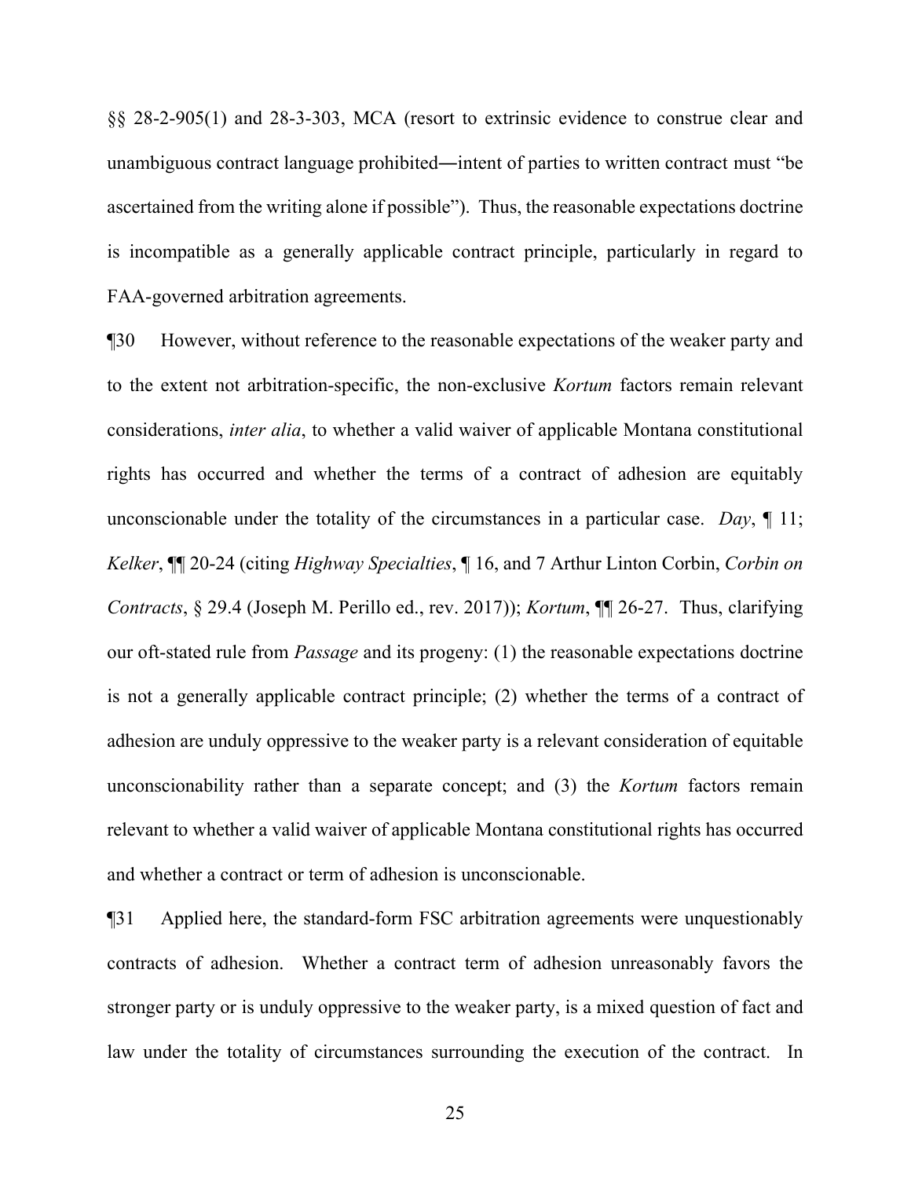§§ 28-2-905(1) and 28-3-303, MCA (resort to extrinsic evidence to construe clear and unambiguous contract language prohibited―intent of parties to written contract must "be ascertained from the writing alone if possible"). Thus, the reasonable expectations doctrine is incompatible as a generally applicable contract principle, particularly in regard to FAA-governed arbitration agreements.

¶30 However, without reference to the reasonable expectations of the weaker party and to the extent not arbitration-specific, the non-exclusive *Kortum* factors remain relevant considerations, *inter alia*, to whether a valid waiver of applicable Montana constitutional rights has occurred and whether the terms of a contract of adhesion are equitably unconscionable under the totality of the circumstances in a particular case. *Day*, ¶ 11; *Kelker*, ¶¶ 20-24 (citing *Highway Specialties*, ¶ 16, and 7 Arthur Linton Corbin, *Corbin on Contracts*, § 29.4 (Joseph M. Perillo ed., rev. 2017)); *Kortum*, ¶¶ 26-27. Thus, clarifying our oft-stated rule from *Passage* and its progeny: (1) the reasonable expectations doctrine is not a generally applicable contract principle; (2) whether the terms of a contract of adhesion are unduly oppressive to the weaker party is a relevant consideration of equitable unconscionability rather than a separate concept; and (3) the *Kortum* factors remain relevant to whether a valid waiver of applicable Montana constitutional rights has occurred and whether a contract or term of adhesion is unconscionable.

¶31 Applied here, the standard-form FSC arbitration agreements were unquestionably contracts of adhesion. Whether a contract term of adhesion unreasonably favors the stronger party or is unduly oppressive to the weaker party, is a mixed question of fact and law under the totality of circumstances surrounding the execution of the contract. In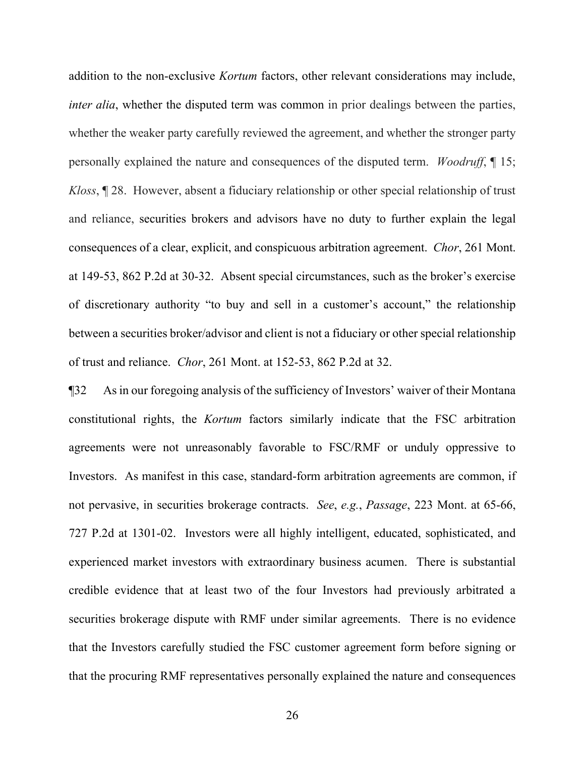addition to the non-exclusive *Kortum* factors, other relevant considerations may include, *inter alia*, whether the disputed term was common in prior dealings between the parties, whether the weaker party carefully reviewed the agreement, and whether the stronger party personally explained the nature and consequences of the disputed term. *Woodruff*, ¶ 15; *Kloss*, ¶ 28. However, absent a fiduciary relationship or other special relationship of trust and reliance, securities brokers and advisors have no duty to further explain the legal consequences of a clear, explicit, and conspicuous arbitration agreement. *Chor*, 261 Mont. at 149-53, 862 P.2d at 30-32. Absent special circumstances, such as the broker's exercise of discretionary authority "to buy and sell in a customer's account," the relationship between a securities broker/advisor and client is not a fiduciary or other special relationship of trust and reliance. *Chor*, 261 Mont. at 152-53, 862 P.2d at 32.

¶32 As in our foregoing analysis of the sufficiency of Investors' waiver of their Montana constitutional rights, the *Kortum* factors similarly indicate that the FSC arbitration agreements were not unreasonably favorable to FSC/RMF or unduly oppressive to Investors. As manifest in this case, standard-form arbitration agreements are common, if not pervasive, in securities brokerage contracts. *See*, *e.g.*, *Passage*, 223 Mont. at 65-66, 727 P.2d at 1301-02. Investors were all highly intelligent, educated, sophisticated, and experienced market investors with extraordinary business acumen. There is substantial credible evidence that at least two of the four Investors had previously arbitrated a securities brokerage dispute with RMF under similar agreements. There is no evidence that the Investors carefully studied the FSC customer agreement form before signing or that the procuring RMF representatives personally explained the nature and consequences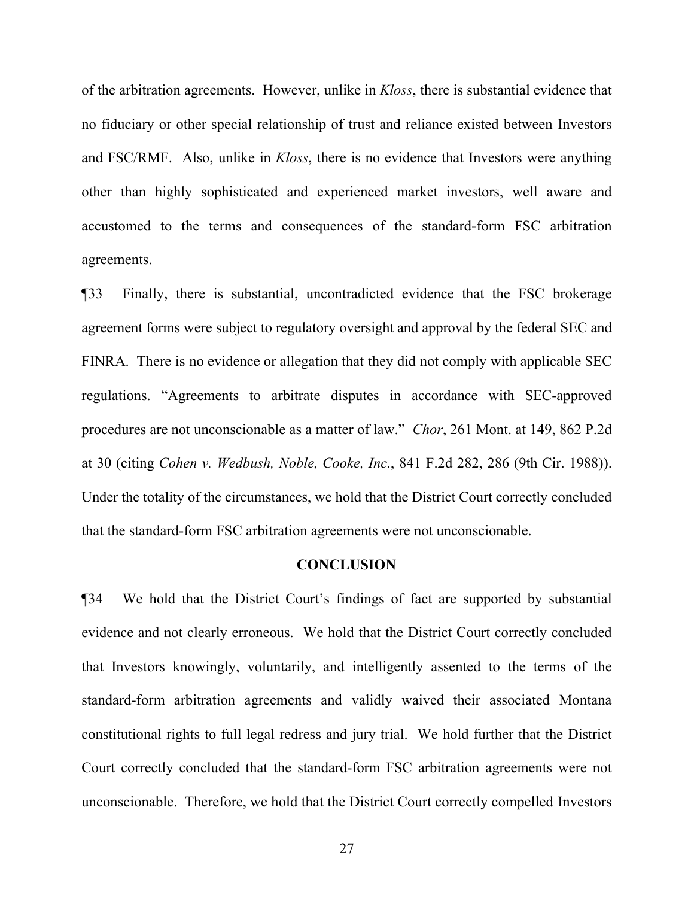of the arbitration agreements. However, unlike in *Kloss*, there is substantial evidence that no fiduciary or other special relationship of trust and reliance existed between Investors and FSC/RMF. Also, unlike in *Kloss*, there is no evidence that Investors were anything other than highly sophisticated and experienced market investors, well aware and accustomed to the terms and consequences of the standard-form FSC arbitration agreements.

¶33 Finally, there is substantial, uncontradicted evidence that the FSC brokerage agreement forms were subject to regulatory oversight and approval by the federal SEC and FINRA. There is no evidence or allegation that they did not comply with applicable SEC regulations. "Agreements to arbitrate disputes in accordance with SEC-approved procedures are not unconscionable as a matter of law." *Chor*, 261 Mont. at 149, 862 P.2d at 30 (citing *Cohen v. Wedbush, Noble, Cooke, Inc.*, 841 F.2d 282, 286 (9th Cir. 1988)). Under the totality of the circumstances, we hold that the District Court correctly concluded that the standard-form FSC arbitration agreements were not unconscionable.

## CONCLUSION

¶34 We hold that the District Court's findings of fact are supported by substantial evidence and not clearly erroneous. We hold that the District Court correctly concluded that Investors knowingly, voluntarily, and intelligently assented to the terms of the standard-form arbitration agreements and validly waived their associated Montana constitutional rights to full legal redress and jury trial. We hold further that the District Court correctly concluded that the standard-form FSC arbitration agreements were not unconscionable. Therefore, we hold that the District Court correctly compelled Investors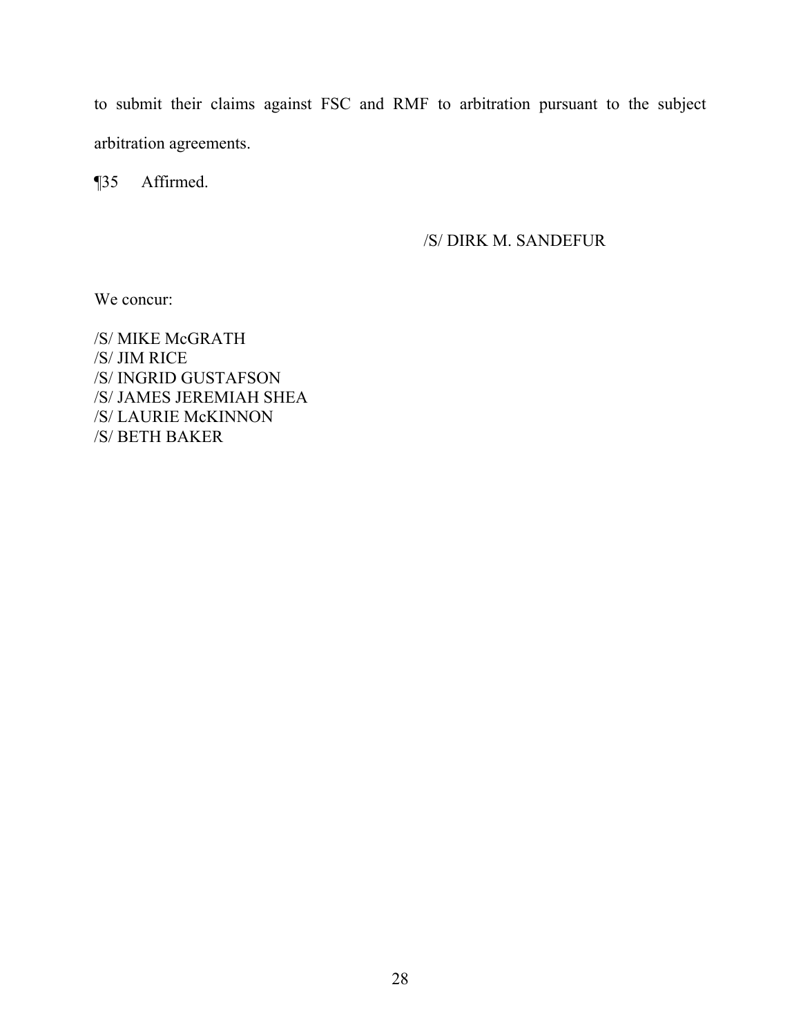to submit their claims against FSC and RMF to arbitration pursuant to the subject arbitration agreements.

¶35 Affirmed.

/S/ DIRK M. SANDEFUR

We concur:

/S/ MIKE McGRATH
/S/ JIM RICE
/S/ INGRID GUSTAFSON
/S/ JAMES JEREMIAH SHEA
/S/ LAURIE McKINNON
/S/ BETH BAKER